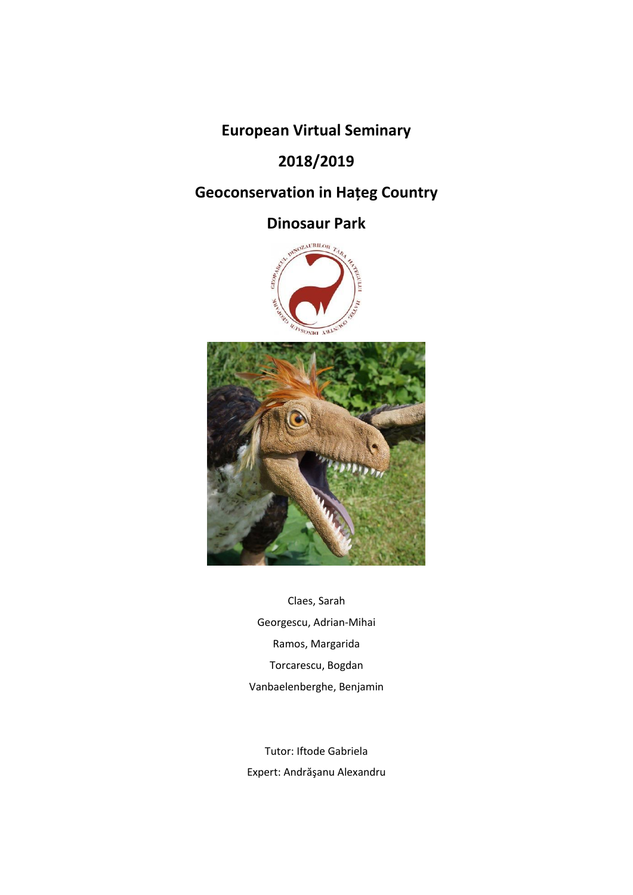# European Virtual Seminary

# 2018/2019

# Geoconservation in Hațeg Country

# Dinosaur Park

Claes, Sarah

Georgescu, Adrian-Mihai

Ramos, Margarida

Torcarescu, Bogdan

Vanbaelenberghe, Benjamin

Tutor: Iftode Gabriela

Expert: Andrăşanu Alexandru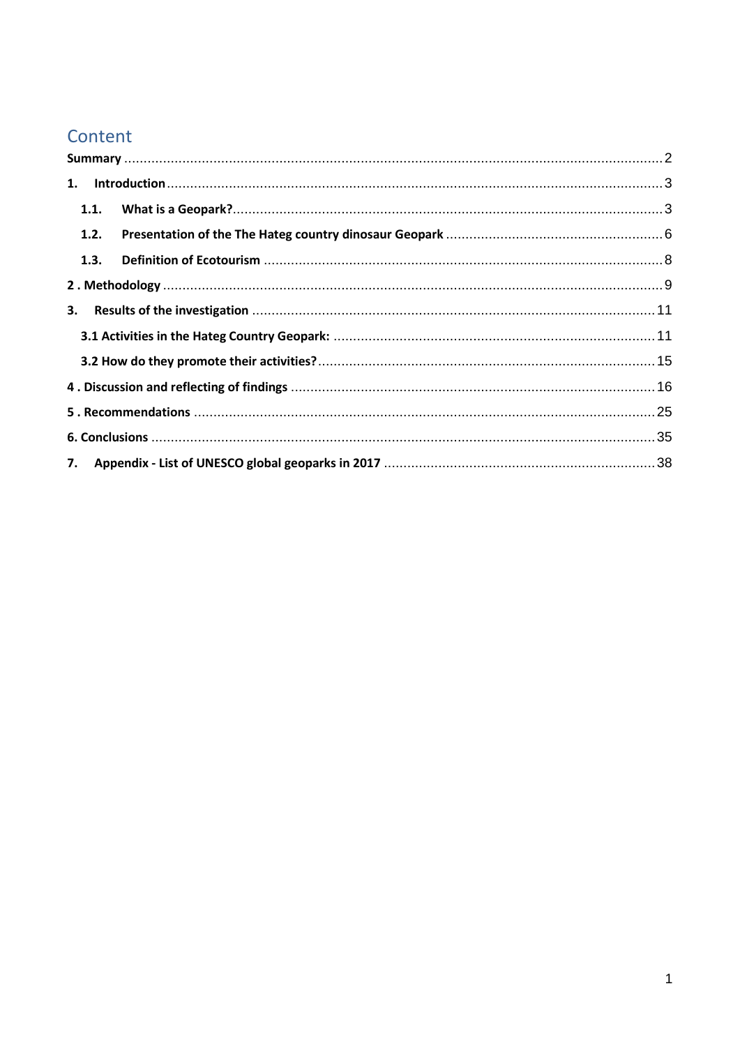# Content

**Summary** ........................................................................................................................... 2

**1. Introduction** ..................................................................................................................... 3

**1.1. What is a Geopark?** .......................................................................................................... 3

**1.2. Presentation of the The Hateg country dinosaur Geopark** .................................................... 6

**1.3. Definition of Ecotourism** ................................................................................................... 8

**2 . Methodology** ...................................................................................................................... 9

**3. Results of the investigation** ............................................................................................... 11

**3.1 Activities in the Hateg Country Geopark:** ........................................................................... 11

**3.2 How do they promote their activities?** ............................................................................... 15

**4 . Discussion and reflecting of findings** ................................................................................. 16

**5 . Recommendations** ............................................................................................................ 25

**6. Conclusions** ....................................................................................................................... 35

**7. Appendix - List of UNESCO global geoparks in 2017** ............................................................ 38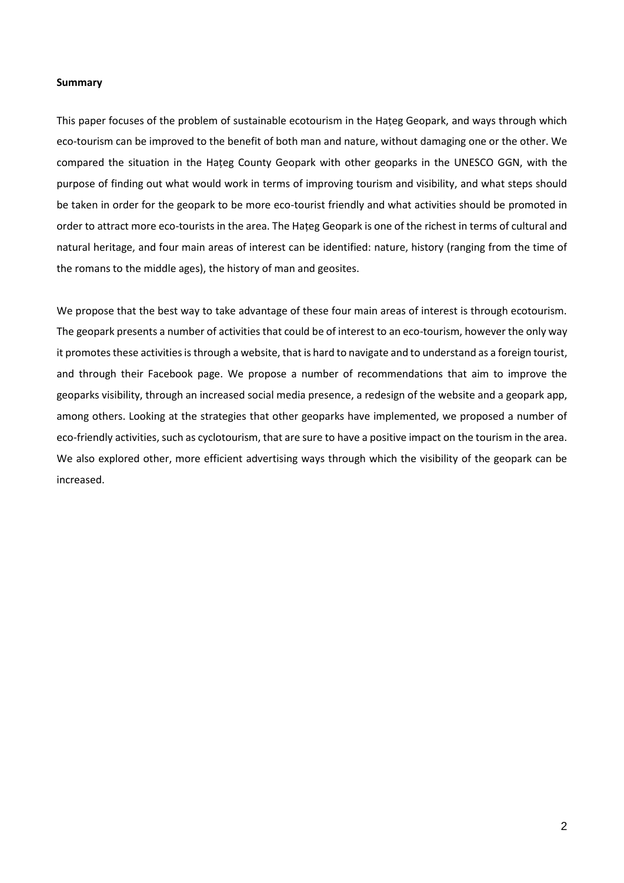**Summary**

This paper focuses of the problem of sustainable ecotourism in the Hațeg Geopark, and ways through which eco-tourism can be improved to the benefit of both man and nature, without damaging one or the other. We compared the situation in the Hațeg County Geopark with other geoparks in the UNESCO GGN, with the purpose of finding out what would work in terms of improving tourism and visibility, and what steps should be taken in order for the geopark to be more eco-tourist friendly and what activities should be promoted in order to attract more eco-tourists in the area. The Hațeg Geopark is one of the richest in terms of cultural and natural heritage, and four main areas of interest can be identified: nature, history (ranging from the time of the romans to the middle ages), the history of man and geosites.

We propose that the best way to take advantage of these four main areas of interest is through ecotourism. The geopark presents a number of activities that could be of interest to an eco-tourism, however the only way it promotes these activities is through a website, that is hard to navigate and to understand as a foreign tourist, and through their Facebook page. We propose a number of recommendations that aim to improve the geoparks visibility, through an increased social media presence, a redesign of the website and a geopark app, among others. Looking at the strategies that other geoparks have implemented, we proposed a number of eco-friendly activities, such as cyclotourism, that are sure to have a positive impact on the tourism in the area. We also explored other, more efficient advertising ways through which the visibility of the geopark can be increased.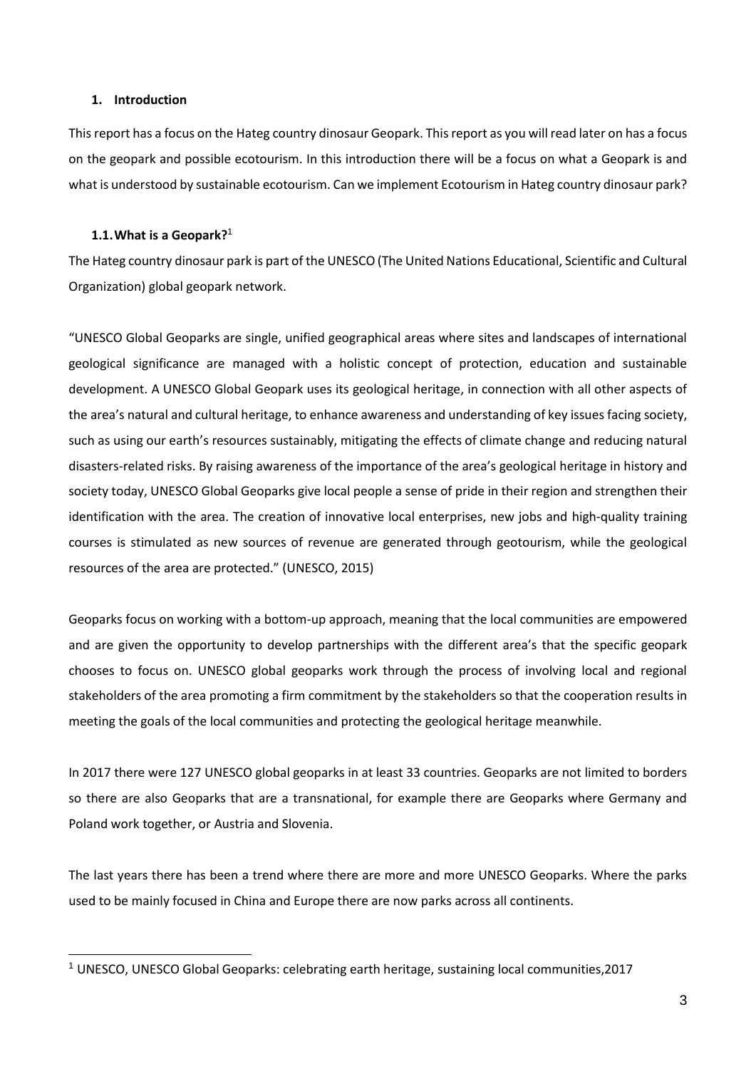## 1. Introduction

This report has a focus on the Hateg country dinosaur Geopark. This report as you will read later on has a focus on the geopark and possible ecotourism. In this introduction there will be a focus on what a Geopark is and what is understood by sustainable ecotourism. Can we implement Ecotourism in Hateg country dinosaur park?

### 1.1. What is a Geopark?[1]

The Hateg country dinosaur park is part of the UNESCO (The United Nations Educational, Scientific and Cultural Organization) global geopark network.

"UNESCO Global Geoparks are single, unified geographical areas where sites and landscapes of international geological significance are managed with a holistic concept of protection, education and sustainable development. A UNESCO Global Geopark uses its geological heritage, in connection with all other aspects of the area's natural and cultural heritage, to enhance awareness and understanding of key issues facing society, such as using our earth's resources sustainably, mitigating the effects of climate change and reducing natural disasters-related risks. By raising awareness of the importance of the area's geological heritage in history and society today, UNESCO Global Geoparks give local people a sense of pride in their region and strengthen their identification with the area. The creation of innovative local enterprises, new jobs and high-quality training courses is stimulated as new sources of revenue are generated through geotourism, while the geological resources of the area are protected." (UNESCO, 2015)

Geoparks focus on working with a bottom-up approach, meaning that the local communities are empowered and are given the opportunity to develop partnerships with the different area's that the specific geopark chooses to focus on. UNESCO global geoparks work through the process of involving local and regional stakeholders of the area promoting a firm commitment by the stakeholders so that the cooperation results in meeting the goals of the local communities and protecting the geological heritage meanwhile.

In 2017 there were 127 UNESCO global geoparks in at least 33 countries. Geoparks are not limited to borders so there are also Geoparks that are a transnational, for example there are Geoparks where Germany and Poland work together, or Austria and Slovenia.

The last years there has been a trend where there are more and more UNESCO Geoparks. Where the parks used to be mainly focused in China and Europe there are now parks across all continents.

[1] UNESCO, UNESCO Global Geoparks: celebrating earth heritage, sustaining local communities,2017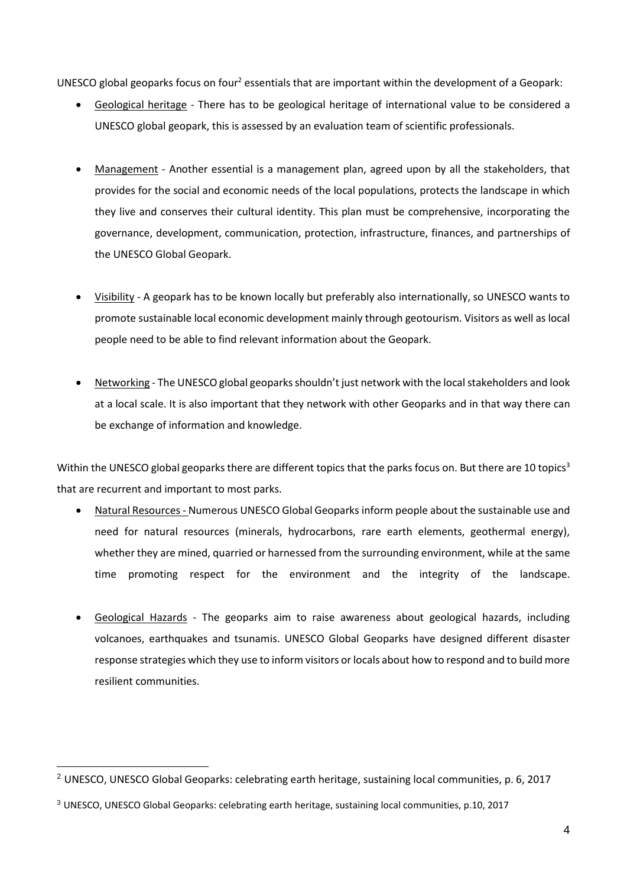UNESCO global geoparks focus on four[2] essentials that are important within the development of a Geopark:

- Geological heritage - There has to be geological heritage of international value to be considered a UNESCO global geopark, this is assessed by an evaluation team of scientific professionals.

- Management - Another essential is a management plan, agreed upon by all the stakeholders, that provides for the social and economic needs of the local populations, protects the landscape in which they live and conserves their cultural identity. This plan must be comprehensive, incorporating the governance, development, communication, protection, infrastructure, finances, and partnerships of the UNESCO Global Geopark.

- Visibility - A geopark has to be known locally but preferably also internationally, so UNESCO wants to promote sustainable local economic development mainly through geotourism. Visitors as well as local people need to be able to find relevant information about the Geopark.

- Networking - The UNESCO global geoparks shouldn't just network with the local stakeholders and look at a local scale. It is also important that they network with other Geoparks and in that way there can be exchange of information and knowledge.

Within the UNESCO global geoparks there are different topics that the parks focus on. But there are 10 topics[3] that are recurrent and important to most parks.

- Natural Resources - Numerous UNESCO Global Geoparks inform people about the sustainable use and need for natural resources (minerals, hydrocarbons, rare earth elements, geothermal energy), whether they are mined, quarried or harnessed from the surrounding environment, while at the same time promoting respect for the environment and the integrity of the landscape.

- Geological Hazards - The geoparks aim to raise awareness about geological hazards, including volcanoes, earthquakes and tsunamis. UNESCO Global Geoparks have designed different disaster response strategies which they use to inform visitors or locals about how to respond and to build more resilient communities.

[2] UNESCO, UNESCO Global Geoparks: celebrating earth heritage, sustaining local communities, p. 6, 2017

[3] UNESCO, UNESCO Global Geoparks: celebrating earth heritage, sustaining local communities, p.10, 2017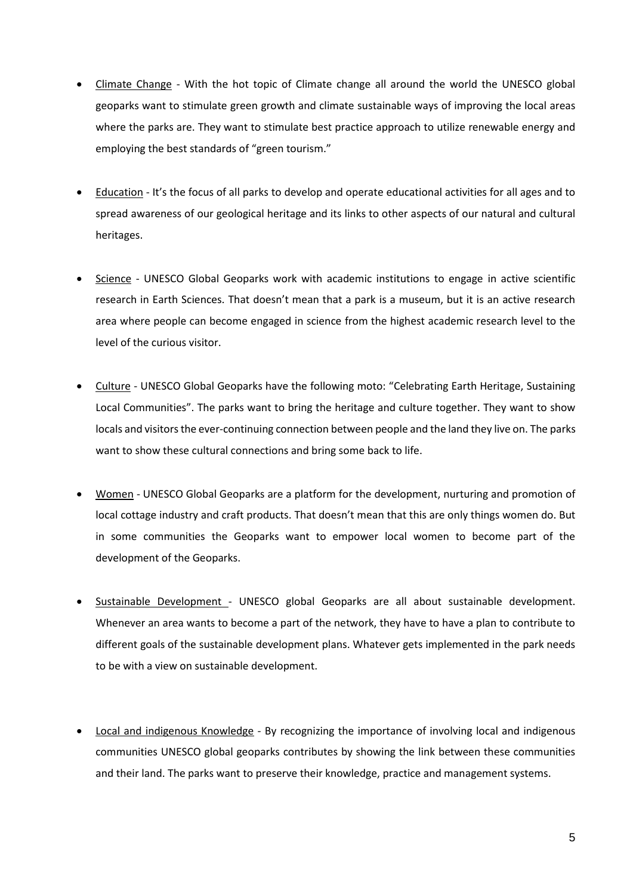- <u>Climate Change</u> - With the hot topic of Climate change all around the world the UNESCO global geoparks want to stimulate green growth and climate sustainable ways of improving the local areas where the parks are. They want to stimulate best practice approach to utilize renewable energy and employing the best standards of "green tourism."

- <u>Education</u> - It's the focus of all parks to develop and operate educational activities for all ages and to spread awareness of our geological heritage and its links to other aspects of our natural and cultural heritages.

- <u>Science</u> - UNESCO Global Geoparks work with academic institutions to engage in active scientific research in Earth Sciences. That doesn't mean that a park is a museum, but it is an active research area where people can become engaged in science from the highest academic research level to the level of the curious visitor.

- <u>Culture</u> - UNESCO Global Geoparks have the following moto: "Celebrating Earth Heritage, Sustaining Local Communities". The parks want to bring the heritage and culture together. They want to show locals and visitors the ever-continuing connection between people and the land they live on. The parks want to show these cultural connections and bring some back to life.

- <u>Women</u> - UNESCO Global Geoparks are a platform for the development, nurturing and promotion of local cottage industry and craft products. That doesn't mean that this are only things women do. But in some communities the Geoparks want to empower local women to become part of the development of the Geoparks.

- <u>Sustainable Development</u> - UNESCO global Geoparks are all about sustainable development. Whenever an area wants to become a part of the network, they have to have a plan to contribute to different goals of the sustainable development plans. Whatever gets implemented in the park needs to be with a view on sustainable development.

- <u>Local and indigenous Knowledge</u> - By recognizing the importance of involving local and indigenous communities UNESCO global geoparks contributes by showing the link between these communities and their land. The parks want to preserve their knowledge, practice and management systems.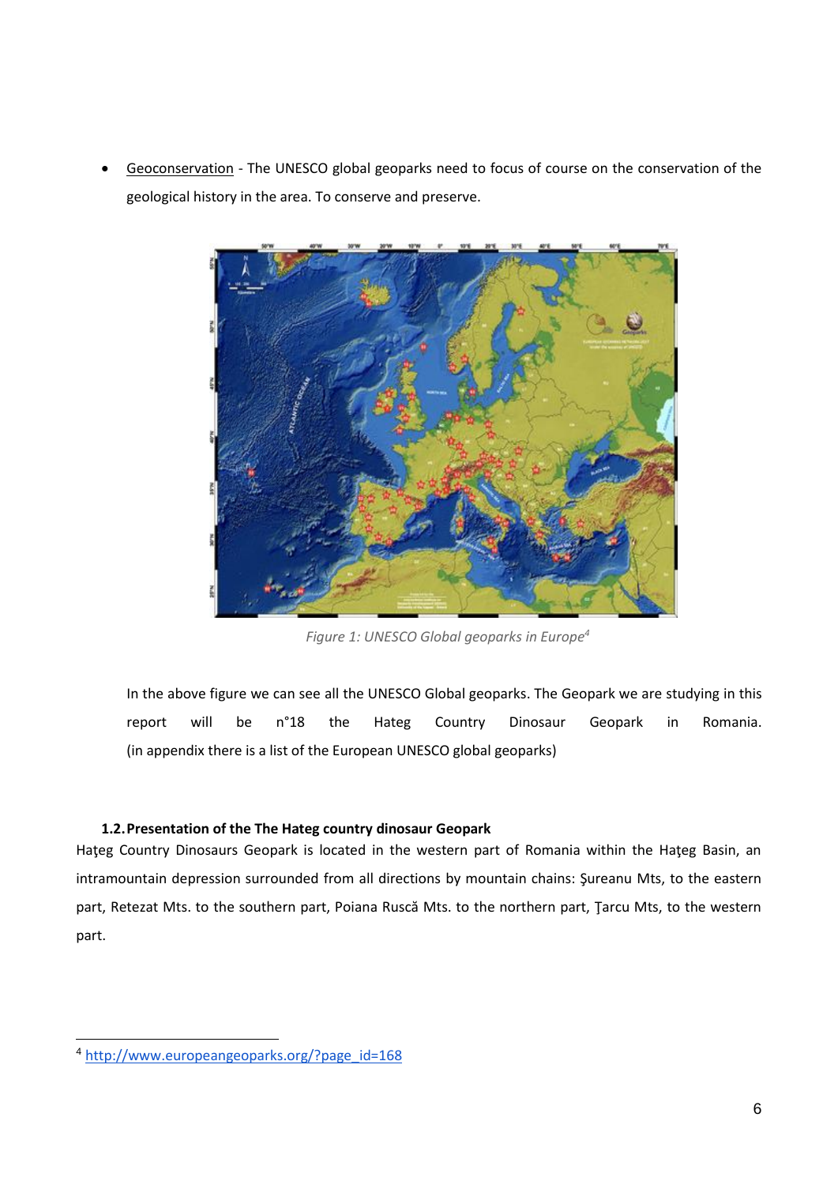- Geoconservation - The UNESCO global geoparks need to focus of course on the conservation of the geological history in the area. To conserve and preserve.

*Figure 1: UNESCO Global geoparks in Europe*[4]

In the above figure we can see all the UNESCO Global geoparks. The Geopark we are studying in this report will be n°18 the Hateg Country Dinosaur Geopark in Romania. (in appendix there is a list of the European UNESCO global geoparks)

### 1.2. Presentation of the The Hateg country dinosaur Geopark

Haţeg Country Dinosaurs Geopark is located in the western part of Romania within the Haţeg Basin, an intramountain depression surrounded from all directions by mountain chains: Şureanu Mts, to the eastern part, Retezat Mts. to the southern part, Poiana Ruscă Mts. to the northern part, Ţarcu Mts, to the western part.

---

[4] http://www.europeangeoparks.org/?page_id=168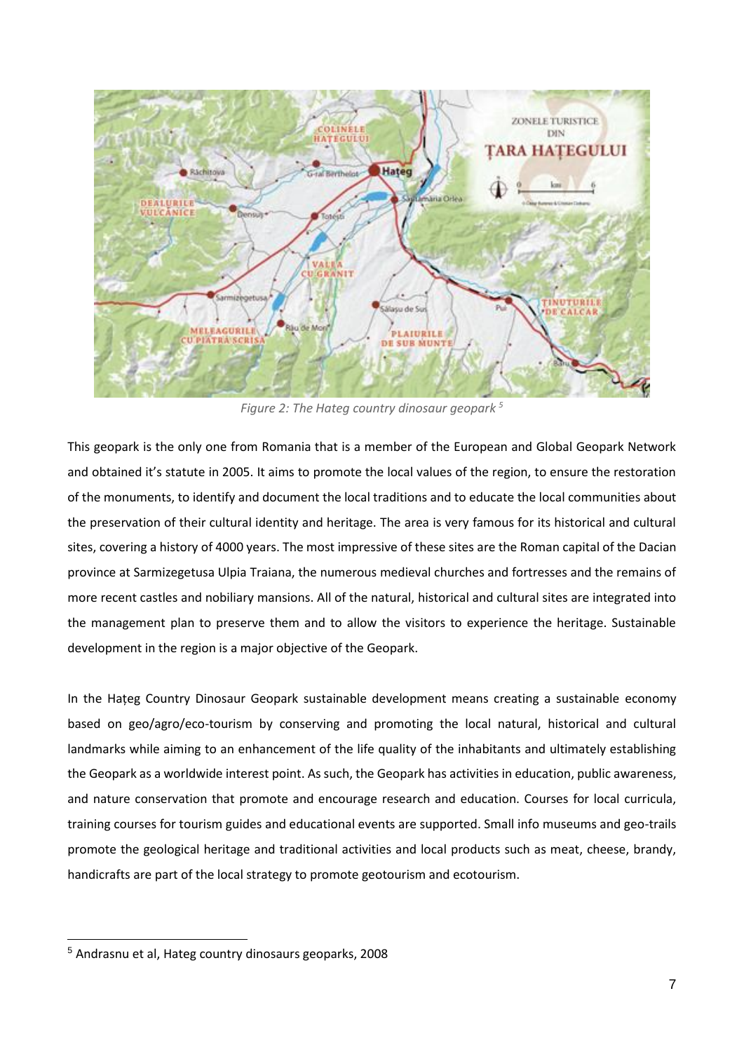*Figure 2: The Hateg country dinosaur geopark [5]*

This geopark is the only one from Romania that is a member of the European and Global Geopark Network and obtained it's statute in 2005. It aims to promote the local values of the region, to ensure the restoration of the monuments, to identify and document the local traditions and to educate the local communities about the preservation of their cultural identity and heritage. The area is very famous for its historical and cultural sites, covering a history of 4000 years. The most impressive of these sites are the Roman capital of the Dacian province at Sarmizegetusa Ulpia Traiana, the numerous medieval churches and fortresses and the remains of more recent castles and nobiliary mansions. All of the natural, historical and cultural sites are integrated into the management plan to preserve them and to allow the visitors to experience the heritage. Sustainable development in the region is a major objective of the Geopark.

In the Hațeg Country Dinosaur Geopark sustainable development means creating a sustainable economy based on geo/agro/eco-tourism by conserving and promoting the local natural, historical and cultural landmarks while aiming to an enhancement of the life quality of the inhabitants and ultimately establishing the Geopark as a worldwide interest point. As such, the Geopark has activities in education, public awareness, and nature conservation that promote and encourage research and education. Courses for local curricula, training courses for tourism guides and educational events are supported. Small info museums and geo-trails promote the geological heritage and traditional activities and local products such as meat, cheese, brandy, handicrafts are part of the local strategy to promote geotourism and ecotourism.

---

[5] Andrasnu et al, Hateg country dinosaurs geoparks, 2008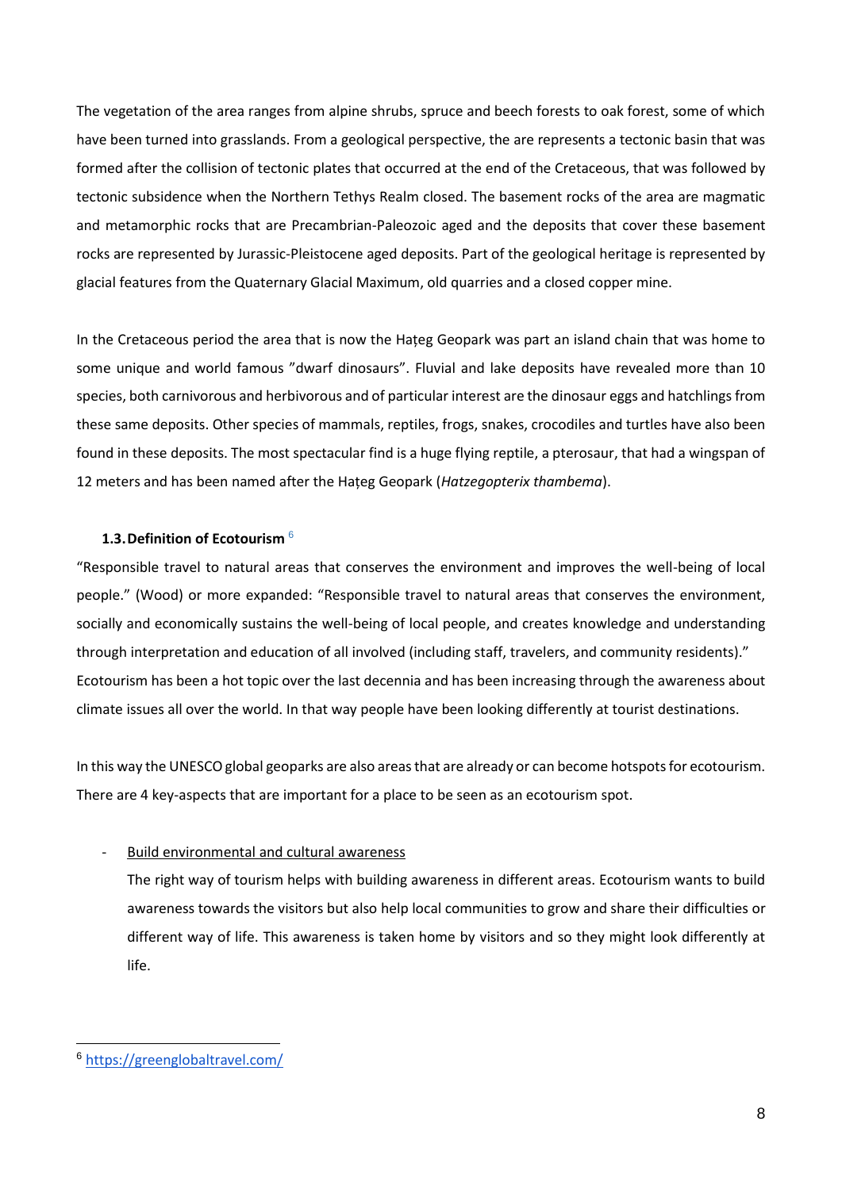The vegetation of the area ranges from alpine shrubs, spruce and beech forests to oak forest, some of which have been turned into grasslands. From a geological perspective, the are represents a tectonic basin that was formed after the collision of tectonic plates that occurred at the end of the Cretaceous, that was followed by tectonic subsidence when the Northern Tethys Realm closed. The basement rocks of the area are magmatic and metamorphic rocks that are Precambrian-Paleozoic aged and the deposits that cover these basement rocks are represented by Jurassic-Pleistocene aged deposits. Part of the geological heritage is represented by glacial features from the Quaternary Glacial Maximum, old quarries and a closed copper mine.

In the Cretaceous period the area that is now the Hațeg Geopark was part an island chain that was home to some unique and world famous "dwarf dinosaurs". Fluvial and lake deposits have revealed more than 10 species, both carnivorous and herbivorous and of particular interest are the dinosaur eggs and hatchlings from these same deposits. Other species of mammals, reptiles, frogs, snakes, crocodiles and turtles have also been found in these deposits. The most spectacular find is a huge flying reptile, a pterosaur, that had a wingspan of 12 meters and has been named after the Hațeg Geopark (*Hatzegopterix thambema*).

### 1.3. Definition of Ecotourism [6]

"Responsible travel to natural areas that conserves the environment and improves the well-being of local people." (Wood) or more expanded: "Responsible travel to natural areas that conserves the environment, socially and economically sustains the well-being of local people, and creates knowledge and understanding through interpretation and education of all involved (including staff, travelers, and community residents)." Ecotourism has been a hot topic over the last decennia and has been increasing through the awareness about climate issues all over the world. In that way people have been looking differently at tourist destinations.

In this way the UNESCO global geoparks are also areas that are already or can become hotspots for ecotourism. There are 4 key-aspects that are important for a place to be seen as an ecotourism spot.

- Build environmental and cultural awareness

  The right way of tourism helps with building awareness in different areas. Ecotourism wants to build awareness towards the visitors but also help local communities to grow and share their difficulties or different way of life. This awareness is taken home by visitors and so they might look differently at life.

[6] https://greenglobaltravel.com/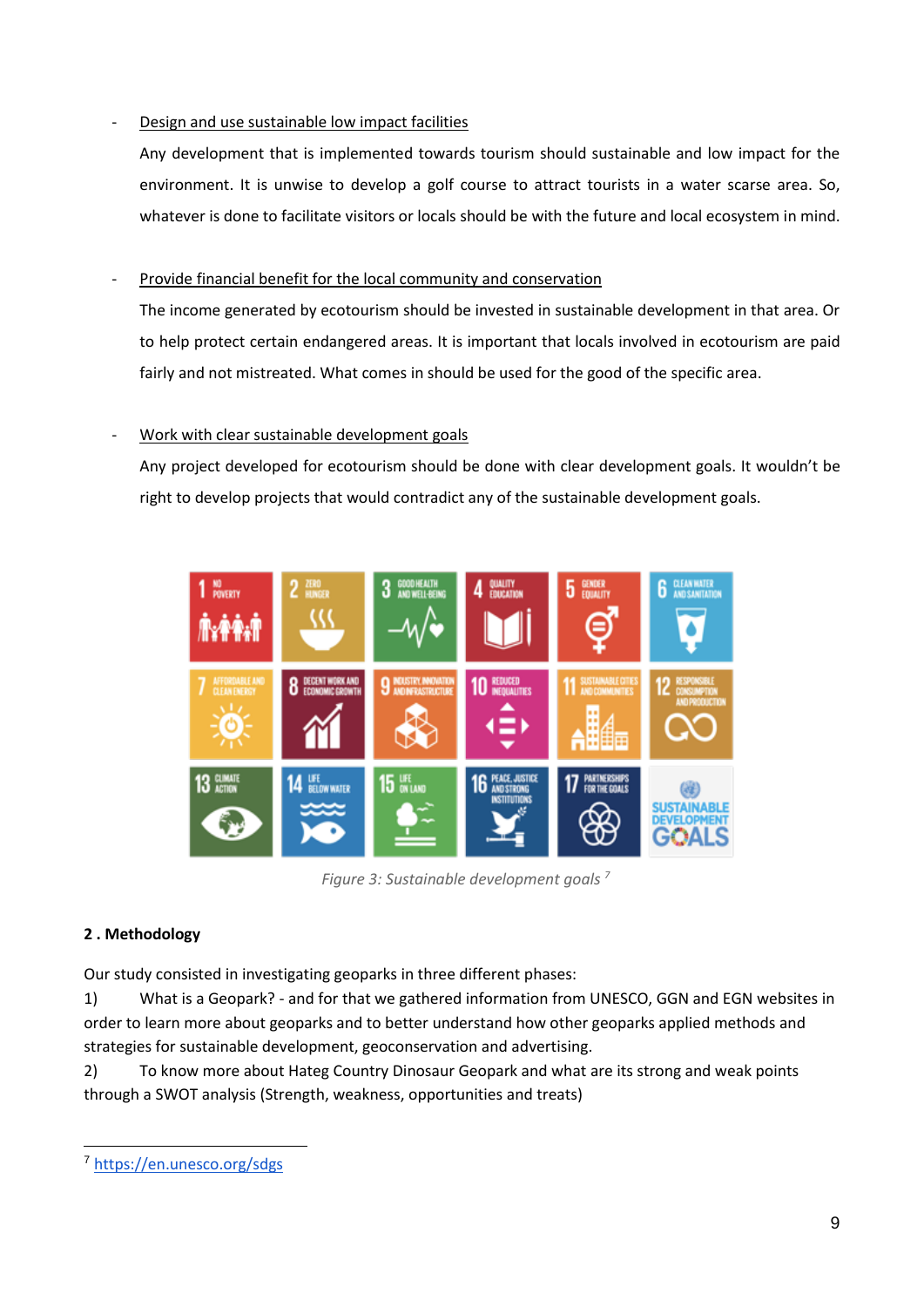- <u>Design and use sustainable low impact facilities</u>

  Any development that is implemented towards tourism should sustainable and low impact for the environment. It is unwise to develop a golf course to attract tourists in a water scarse area. So, whatever is done to facilitate visitors or locals should be with the future and local ecosystem in mind.

- <u>Provide financial benefit for the local community and conservation</u>

  The income generated by ecotourism should be invested in sustainable development in that area. Or to help protect certain endangered areas. It is important that locals involved in ecotourism are paid fairly and not mistreated. What comes in should be used for the good of the specific area.

- <u>Work with clear sustainable development goals</u>

  Any project developed for ecotourism should be done with clear development goals. It wouldn't be right to develop projects that would contradict any of the sustainable development goals.

1 NO POVERTY
2 ZERO HUNGER
3 GOOD HEALTH AND WELL-BEING
4 QUALITY EDUCATION
5 GENDER EQUALITY
6 CLEAN WATER AND SANITATION
7 AFFORDABLE AND CLEAN ENERGY
8 DECENT WORK AND ECONOMIC GROWTH
9 INDUSTRY, INNOVATION AND INFRASTRUCTURE
10 REDUCED INEQUALITIES
11 SUSTAINABLE CITIES AND COMMUNITIES
12 RESPONSIBLE CONSUMPTION AND PRODUCTION
13 CLIMATE ACTION
14 LIFE BELOW WATER
15 LIFE ON LAND
16 PEACE, JUSTICE AND STRONG INSTITUTIONS
17 PARTNERSHIPS FOR THE GOALS
SUSTAINABLE DEVELOPMENT GOALS

*Figure 3: Sustainable development goals* [7]

## 2 . Methodology

Our study consisted in investigating geoparks in three different phases:

1) What is a Geopark? - and for that we gathered information from UNESCO, GGN and EGN websites in order to learn more about geoparks and to better understand how other geoparks applied methods and strategies for sustainable development, geoconservation and advertising.

2) To know more about Hateg Country Dinosaur Geopark and what are its strong and weak points through a SWOT analysis (Strength, weakness, opportunities and treats)

---

[7] https://en.unesco.org/sdgs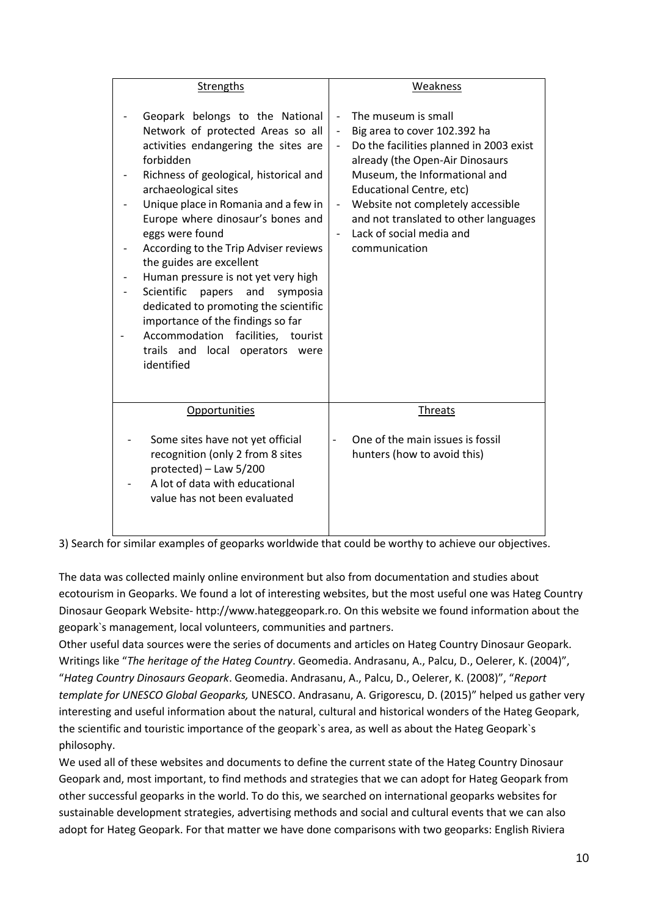| Strengths | Weakness |
|---|---|
| - Geopark belongs to the National Network of protected Areas so all activities endangering the sites are forbidden<br>- Richness of geological, historical and archaeological sites<br>- Unique place in Romania and a few in Europe where dinosaur's bones and eggs were found<br>- According to the Trip Adviser reviews the guides are excellent<br>- Human pressure is not yet very high<br>- Scientific papers and symposia dedicated to promoting the scientific importance of the findings so far<br>- Accommodation facilities, tourist trails and local operators were identified | - The museum is small<br>- Big area to cover 102.392 ha<br>- Do the facilities planned in 2003 exist already (the Open-Air Dinosaurs Museum, the Informational and Educational Centre, etc)<br>- Website not completely accessible and not translated to other languages<br>- Lack of social media and communication |
| **Opportunities** | **Threats** |
| - Some sites have not yet official recognition (only 2 from 8 sites protected) – Law 5/200<br>- A lot of data with educational value has not been evaluated | - One of the main issues is fossil hunters (how to avoid this) |

3) Search for similar examples of geoparks worldwide that could be worthy to achieve our objectives.

The data was collected mainly online environment but also from documentation and studies about ecotourism in Geoparks. We found a lot of interesting websites, but the most useful one was Hateg Country Dinosaur Geopark Website- http://www.hateggeopark.ro. On this website we found information about the geopark`s management, local volunteers, communities and partners.

Other useful data sources were the series of documents and articles on Hateg Country Dinosaur Geopark. Writings like "*The heritage of the Hateg Country*. Geomedia. Andrasanu, A., Palcu, D., Oelerer, K. (2004)", "*Hateg Country Dinosaurs Geopark*. Geomedia. Andrasanu, A., Palcu, D., Oelerer, K. (2008)", "*Report template for UNESCO Global Geoparks,* UNESCO. Andrasanu, A. Grigorescu, D. (2015)" helped us gather very interesting and useful information about the natural, cultural and historical wonders of the Hateg Geopark, the scientific and touristic importance of the geopark`s area, as well as about the Hateg Geopark`s philosophy.

We used all of these websites and documents to define the current state of the Hateg Country Dinosaur Geopark and, most important, to find methods and strategies that we can adopt for Hateg Geopark from other successful geoparks in the world. To do this, we searched on international geoparks websites for sustainable development strategies, advertising methods and social and cultural events that we can also adopt for Hateg Geopark. For that matter we have done comparisons with two geoparks: English Riviera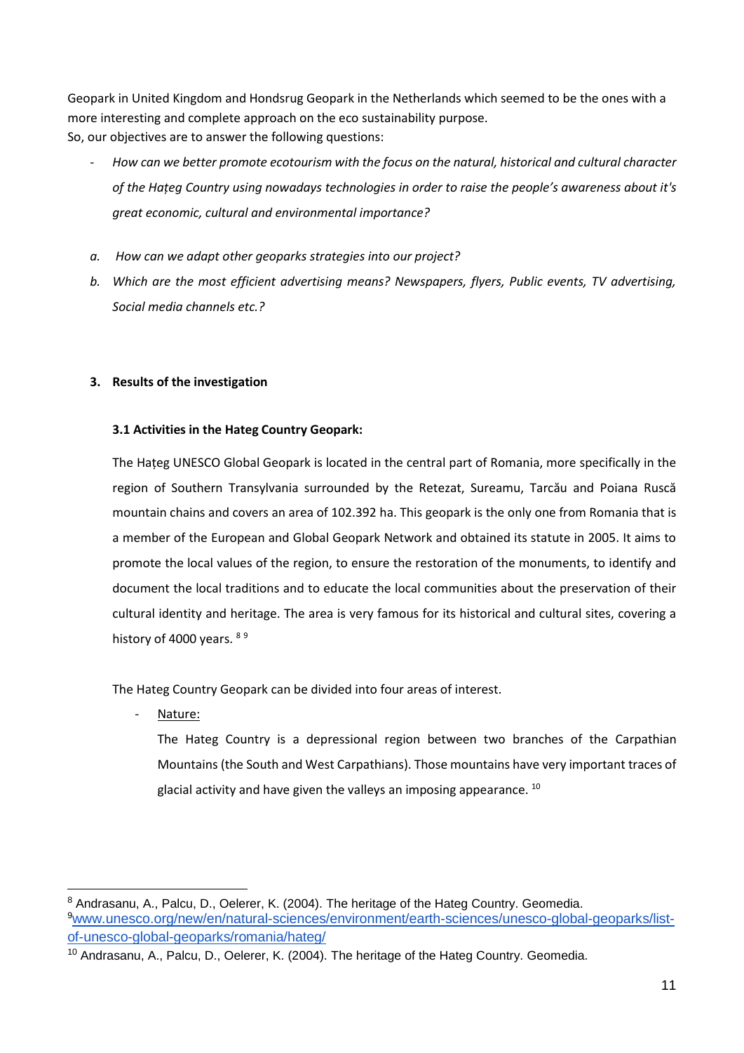Geopark in United Kingdom and Hondsrug Geopark in the Netherlands which seemed to be the ones with a more interesting and complete approach on the eco sustainability purpose.
So, our objectives are to answer the following questions:

- *How can we better promote ecotourism with the focus on the natural, historical and cultural character of the Hațeg Country using nowadays technologies in order to raise the people's awareness about it's great economic, cultural and environmental importance?*

a. *How can we adapt other geoparks strategies into our project?*

b. *Which are the most efficient advertising means? Newspapers, flyers, Public events, TV advertising, Social media channels etc.?*

## 3. Results of the investigation

### 3.1 Activities in the Hateg Country Geopark:

The Hațeg UNESCO Global Geopark is located in the central part of Romania, more specifically in the region of Southern Transylvania surrounded by the Retezat, Sureamu, Tarcău and Poiana Ruscă mountain chains and covers an area of 102.392 ha. This geopark is the only one from Romania that is a member of the European and Global Geopark Network and obtained its statute in 2005. It aims to promote the local values of the region, to ensure the restoration of the monuments, to identify and document the local traditions and to educate the local communities about the preservation of their cultural identity and heritage. The area is very famous for its historical and cultural sites, covering a history of 4000 years. [8] [9]

The Hateg Country Geopark can be divided into four areas of interest.

- Nature:

  The Hateg Country is a depressional region between two branches of the Carpathian Mountains (the South and West Carpathians). Those mountains have very important traces of glacial activity and have given the valleys an imposing appearance. [10]

---

[8] Andrasanu, A., Palcu, D., Oelerer, K. (2004). The heritage of the Hateg Country. Geomedia.

[9] www.unesco.org/new/en/natural-sciences/environment/earth-sciences/unesco-global-geoparks/list-of-unesco-global-geoparks/romania/hateg/

[10] Andrasanu, A., Palcu, D., Oelerer, K. (2004). The heritage of the Hateg Country. Geomedia.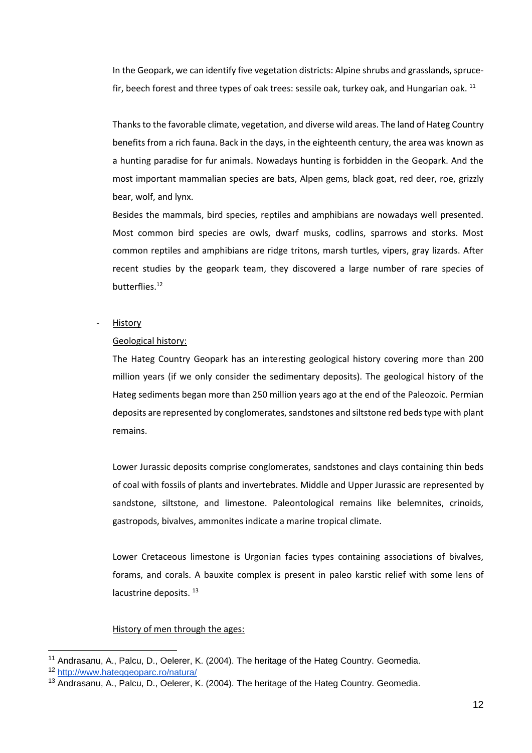In the Geopark, we can identify five vegetation districts: Alpine shrubs and grasslands, spruce-fir, beech forest and three types of oak trees: sessile oak, turkey oak, and Hungarian oak. [11]

Thanks to the favorable climate, vegetation, and diverse wild areas. The land of Hateg Country benefits from a rich fauna. Back in the days, in the eighteenth century, the area was known as a hunting paradise for fur animals. Nowadays hunting is forbidden in the Geopark. And the most important mammalian species are bats, Alpen gems, black goat, red deer, roe, grizzly bear, wolf, and lynx.

Besides the mammals, bird species, reptiles and amphibians are nowadays well presented. Most common bird species are owls, dwarf musks, codlins, sparrows and storks. Most common reptiles and amphibians are ridge tritons, marsh turtles, vipers, gray lizards. After recent studies by the geopark team, they discovered a large number of rare species of butterflies.[12]

- History

Geological history:

The Hateg Country Geopark has an interesting geological history covering more than 200 million years (if we only consider the sedimentary deposits). The geological history of the Hateg sediments began more than 250 million years ago at the end of the Paleozoic. Permian deposits are represented by conglomerates, sandstones and siltstone red beds type with plant remains.

Lower Jurassic deposits comprise conglomerates, sandstones and clays containing thin beds of coal with fossils of plants and invertebrates. Middle and Upper Jurassic are represented by sandstone, siltstone, and limestone. Paleontological remains like belemnites, crinoids, gastropods, bivalves, ammonites indicate a marine tropical climate.

Lower Cretaceous limestone is Urgonian facies types containing associations of bivalves, forams, and corals. A bauxite complex is present in paleo karstic relief with some lens of lacustrine deposits. [13]

History of men through the ages:

[11] Andrasanu, A., Palcu, D., Oelerer, K. (2004). The heritage of the Hateg Country. Geomedia.

[12] http://www.hateggeoparc.ro/natura/

[13] Andrasanu, A., Palcu, D., Oelerer, K. (2004). The heritage of the Hateg Country. Geomedia.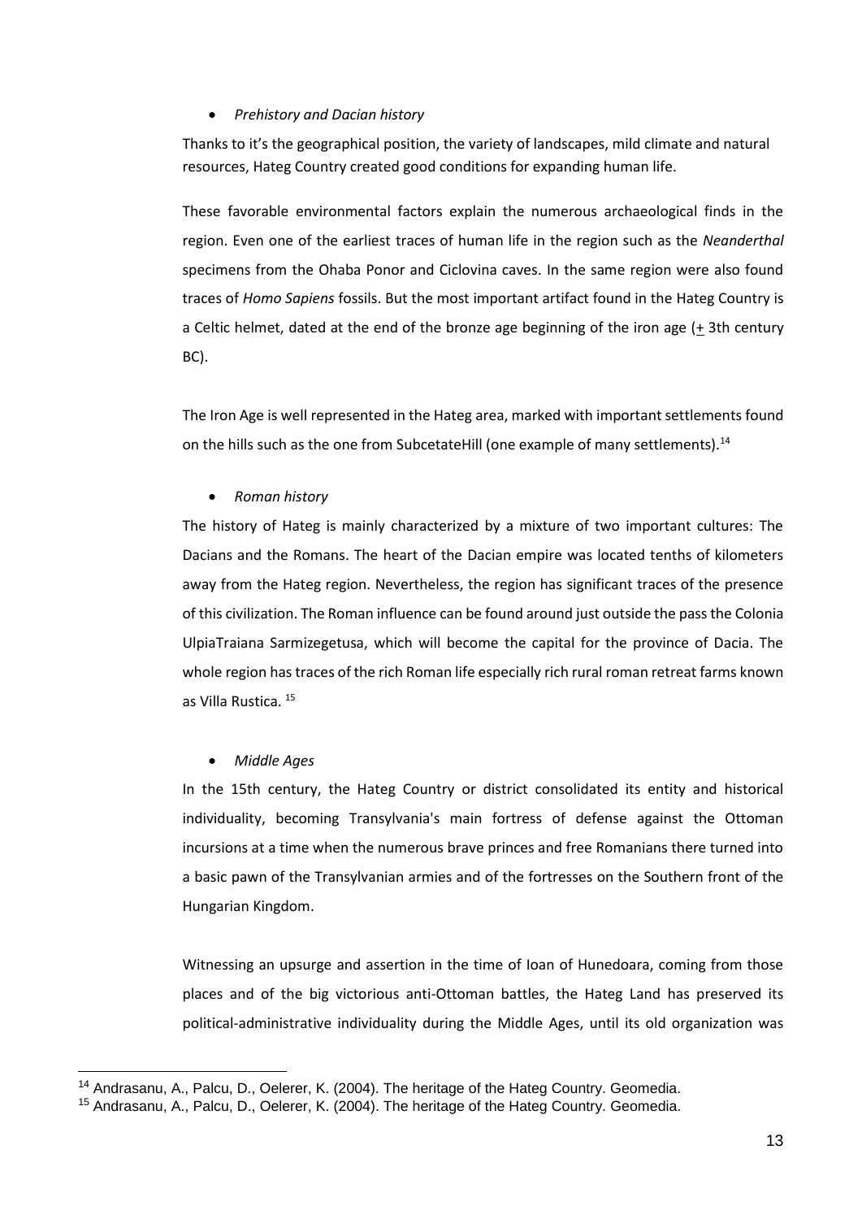- *Prehistory and Dacian history*

Thanks to it's the geographical position, the variety of landscapes, mild climate and natural resources, Hateg Country created good conditions for expanding human life.

These favorable environmental factors explain the numerous archaeological finds in the region. Even one of the earliest traces of human life in the region such as the *Neanderthal* specimens from the Ohaba Ponor and Ciclovina caves. In the same region were also found traces of *Homo Sapiens* fossils. But the most important artifact found in the Hateg Country is a Celtic helmet, dated at the end of the bronze age beginning of the iron age (± 3th century BC).

The Iron Age is well represented in the Hateg area, marked with important settlements found on the hills such as the one from SubcetateHill (one example of many settlements).[14]

- *Roman history*

The history of Hateg is mainly characterized by a mixture of two important cultures: The Dacians and the Romans. The heart of the Dacian empire was located tenths of kilometers away from the Hateg region. Nevertheless, the region has significant traces of the presence of this civilization. The Roman influence can be found around just outside the pass the Colonia UlpiaTraiana Sarmizegetusa, which will become the capital for the province of Dacia. The whole region has traces of the rich Roman life especially rich rural roman retreat farms known as Villa Rustica. [15]

- *Middle Ages*

In the 15th century, the Hateg Country or district consolidated its entity and historical individuality, becoming Transylvania's main fortress of defense against the Ottoman incursions at a time when the numerous brave princes and free Romanians there turned into a basic pawn of the Transylvanian armies and of the fortresses on the Southern front of the Hungarian Kingdom.

Witnessing an upsurge and assertion in the time of Ioan of Hunedoara, coming from those places and of the big victorious anti-Ottoman battles, the Hateg Land has preserved its political-administrative individuality during the Middle Ages, until its old organization was

[14] Andrasanu, A., Palcu, D., Oelerer, K. (2004). The heritage of the Hateg Country. Geomedia.

[15] Andrasanu, A., Palcu, D., Oelerer, K. (2004). The heritage of the Hateg Country. Geomedia.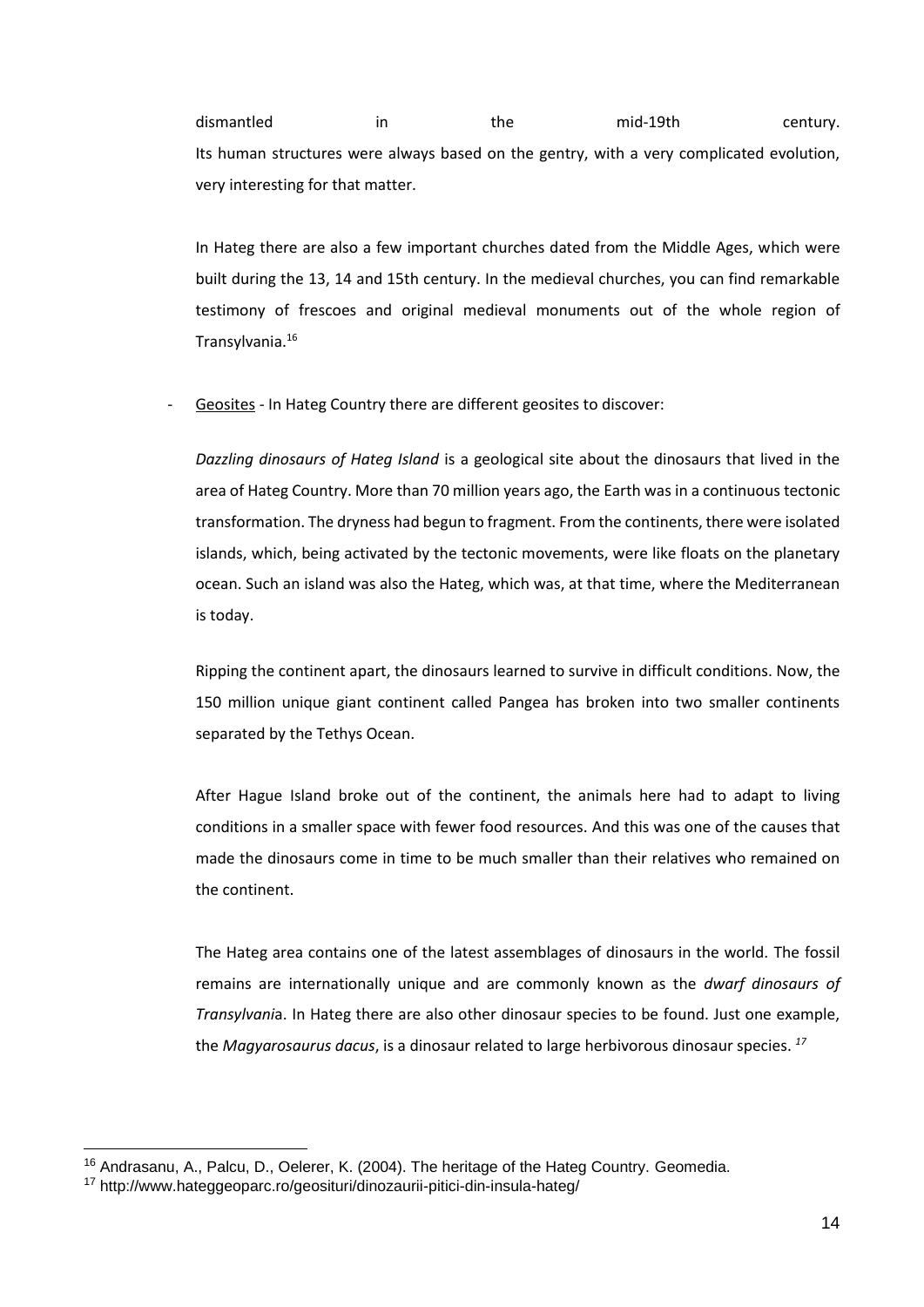dismantled in the mid-19th century. Its human structures were always based on the gentry, with a very complicated evolution, very interesting for that matter.

In Hateg there are also a few important churches dated from the Middle Ages, which were built during the 13, 14 and 15th century. In the medieval churches, you can find remarkable testimony of frescoes and original medieval monuments out of the whole region of Transylvania.[16]

- Geosites - In Hateg Country there are different geosites to discover:

  *Dazzling dinosaurs of Hateg Island* is a geological site about the dinosaurs that lived in the area of Hateg Country. More than 70 million years ago, the Earth was in a continuous tectonic transformation. The dryness had begun to fragment. From the continents, there were isolated islands, which, being activated by the tectonic movements, were like floats on the planetary ocean. Such an island was also the Hateg, which was, at that time, where the Mediterranean is today.

  Ripping the continent apart, the dinosaurs learned to survive in difficult conditions. Now, the 150 million unique giant continent called Pangea has broken into two smaller continents separated by the Tethys Ocean.

  After Hague Island broke out of the continent, the animals here had to adapt to living conditions in a smaller space with fewer food resources. And this was one of the causes that made the dinosaurs come in time to be much smaller than their relatives who remained on the continent.

  The Hateg area contains one of the latest assemblages of dinosaurs in the world. The fossil remains are internationally unique and are commonly known as the *dwarf dinosaurs of Transylvania*. In Hateg there are also other dinosaur species to be found. Just one example, the *Magyarosaurus dacus*, is a dinosaur related to large herbivorous dinosaur species. [17]

[16] Andrasanu, A., Palcu, D., Oelerer, K. (2004). The heritage of the Hateg Country. Geomedia.

[17] http://www.hateggeoparc.ro/geosituri/dinozaurii-pitici-din-insula-hateg/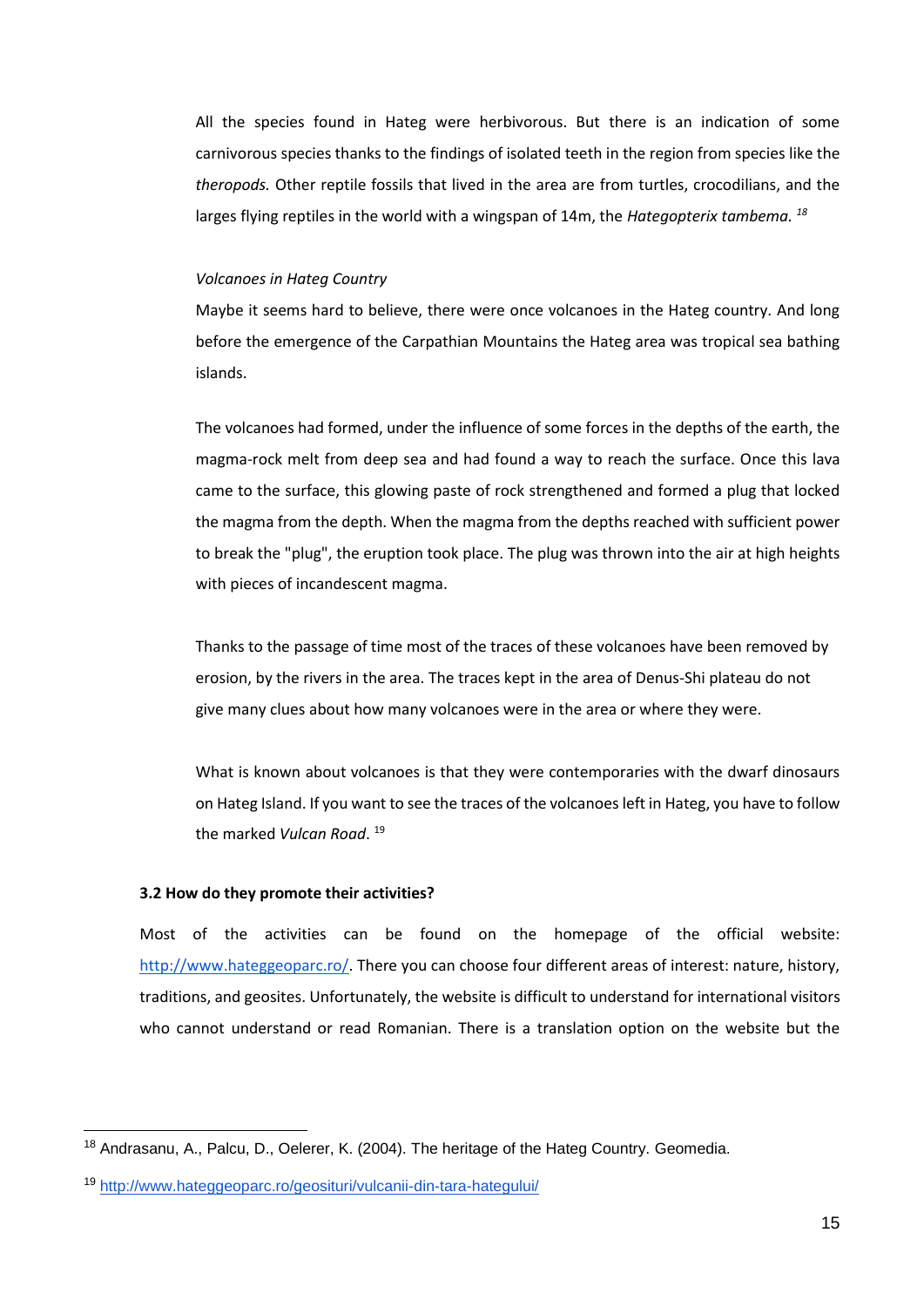All the species found in Hateg were herbivorous. But there is an indication of some carnivorous species thanks to the findings of isolated teeth in the region from species like the *theropods.* Other reptile fossils that lived in the area are from turtles, crocodilians, and the larges flying reptiles in the world with a wingspan of 14m, the *Hategopterix tambema.* [18]

*Volcanoes in Hateg Country*

Maybe it seems hard to believe, there were once volcanoes in the Hateg country. And long before the emergence of the Carpathian Mountains the Hateg area was tropical sea bathing islands.

The volcanoes had formed, under the influence of some forces in the depths of the earth, the magma-rock melt from deep sea and had found a way to reach the surface. Once this lava came to the surface, this glowing paste of rock strengthened and formed a plug that locked the magma from the depth. When the magma from the depths reached with sufficient power to break the "plug", the eruption took place. The plug was thrown into the air at high heights with pieces of incandescent magma.

Thanks to the passage of time most of the traces of these volcanoes have been removed by erosion, by the rivers in the area. The traces kept in the area of Denus-Shi plateau do not give many clues about how many volcanoes were in the area or where they were.

What is known about volcanoes is that they were contemporaries with the dwarf dinosaurs on Hateg Island. If you want to see the traces of the volcanoes left in Hateg, you have to follow the marked *Vulcan Road*. [19]

### 3.2 How do they promote their activities?

Most of the activities can be found on the homepage of the official website: http://www.hateggeoparc.ro/. There you can choose four different areas of interest: nature, history, traditions, and geosites. Unfortunately, the website is difficult to understand for international visitors who cannot understand or read Romanian. There is a translation option on the website but the

---

[18] Andrasanu, A., Palcu, D., Oelerer, K. (2004). The heritage of the Hateg Country. Geomedia.

[19] http://www.hateggeoparc.ro/geosituri/vulcanii-din-tara-hategului/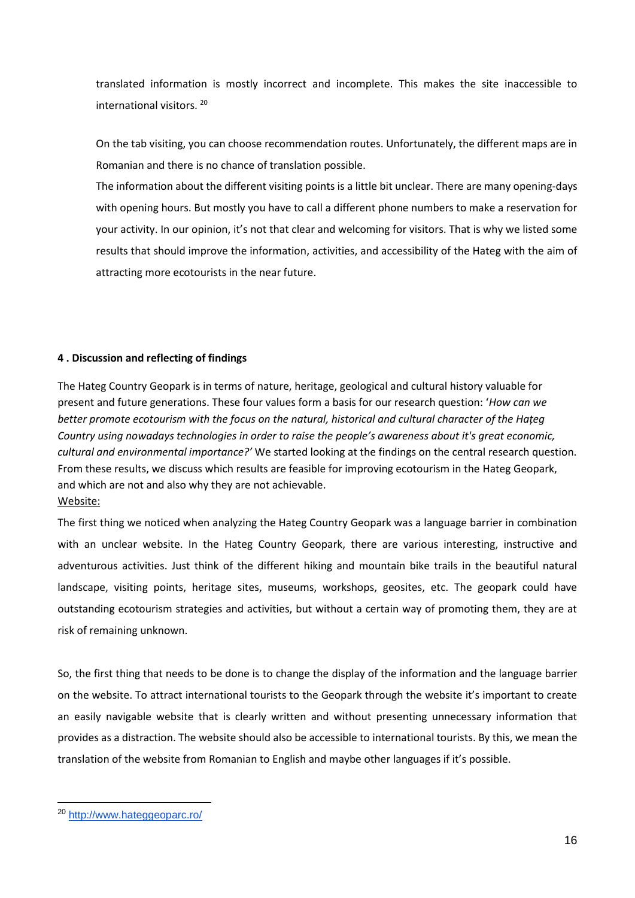translated information is mostly incorrect and incomplete. This makes the site inaccessible to international visitors. [20]

On the tab visiting, you can choose recommendation routes. Unfortunately, the different maps are in Romanian and there is no chance of translation possible.

The information about the different visiting points is a little bit unclear. There are many opening-days with opening hours. But mostly you have to call a different phone numbers to make a reservation for your activity. In our opinion, it's not that clear and welcoming for visitors. That is why we listed some results that should improve the information, activities, and accessibility of the Hateg with the aim of attracting more ecotourists in the near future.

## 4 . Discussion and reflecting of findings

The Hateg Country Geopark is in terms of nature, heritage, geological and cultural history valuable for present and future generations. These four values form a basis for our research question: '*How can we better promote ecotourism with the focus on the natural, historical and cultural character of the Hațeg Country using nowadays technologies in order to raise the people's awareness about it's great economic, cultural and environmental importance?'* We started looking at the findings on the central research question. From these results, we discuss which results are feasible for improving ecotourism in the Hateg Geopark, and which are not and also why they are not achievable.

Website:

The first thing we noticed when analyzing the Hateg Country Geopark was a language barrier in combination with an unclear website. In the Hateg Country Geopark, there are various interesting, instructive and adventurous activities. Just think of the different hiking and mountain bike trails in the beautiful natural landscape, visiting points, heritage sites, museums, workshops, geosites, etc. The geopark could have outstanding ecotourism strategies and activities, but without a certain way of promoting them, they are at risk of remaining unknown.

So, the first thing that needs to be done is to change the display of the information and the language barrier on the website. To attract international tourists to the Geopark through the website it's important to create an easily navigable website that is clearly written and without presenting unnecessary information that provides as a distraction. The website should also be accessible to international tourists. By this, we mean the translation of the website from Romanian to English and maybe other languages if it's possible.

[20] http://www.hateggeoparc.ro/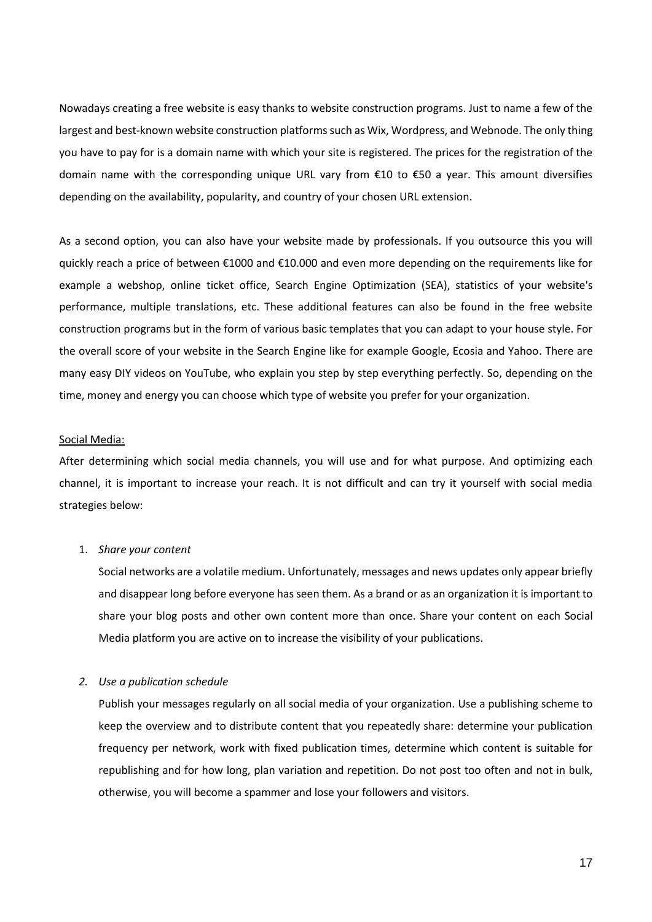Nowadays creating a free website is easy thanks to website construction programs. Just to name a few of the largest and best-known website construction platforms such as Wix, Wordpress, and Webnode. The only thing you have to pay for is a domain name with which your site is registered. The prices for the registration of the domain name with the corresponding unique URL vary from €10 to €50 a year. This amount diversifies depending on the availability, popularity, and country of your chosen URL extension.

As a second option, you can also have your website made by professionals. If you outsource this you will quickly reach a price of between €1000 and €10.000 and even more depending on the requirements like for example a webshop, online ticket office, Search Engine Optimization (SEA), statistics of your website's performance, multiple translations, etc. These additional features can also be found in the free website construction programs but in the form of various basic templates that you can adapt to your house style. For the overall score of your website in the Search Engine like for example Google, Ecosia and Yahoo. There are many easy DIY videos on YouTube, who explain you step by step everything perfectly. So, depending on the time, money and energy you can choose which type of website you prefer for your organization.

<u>Social Media:</u>

After determining which social media channels, you will use and for what purpose. And optimizing each channel, it is important to increase your reach. It is not difficult and can try it yourself with social media strategies below:

1. *Share your content*

   Social networks are a volatile medium. Unfortunately, messages and news updates only appear briefly and disappear long before everyone has seen them. As a brand or as an organization it is important to share your blog posts and other own content more than once. Share your content on each Social Media platform you are active on to increase the visibility of your publications.

2. *Use a publication schedule*

   Publish your messages regularly on all social media of your organization. Use a publishing scheme to keep the overview and to distribute content that you repeatedly share: determine your publication frequency per network, work with fixed publication times, determine which content is suitable for republishing and for how long, plan variation and repetition. Do not post too often and not in bulk, otherwise, you will become a spammer and lose your followers and visitors.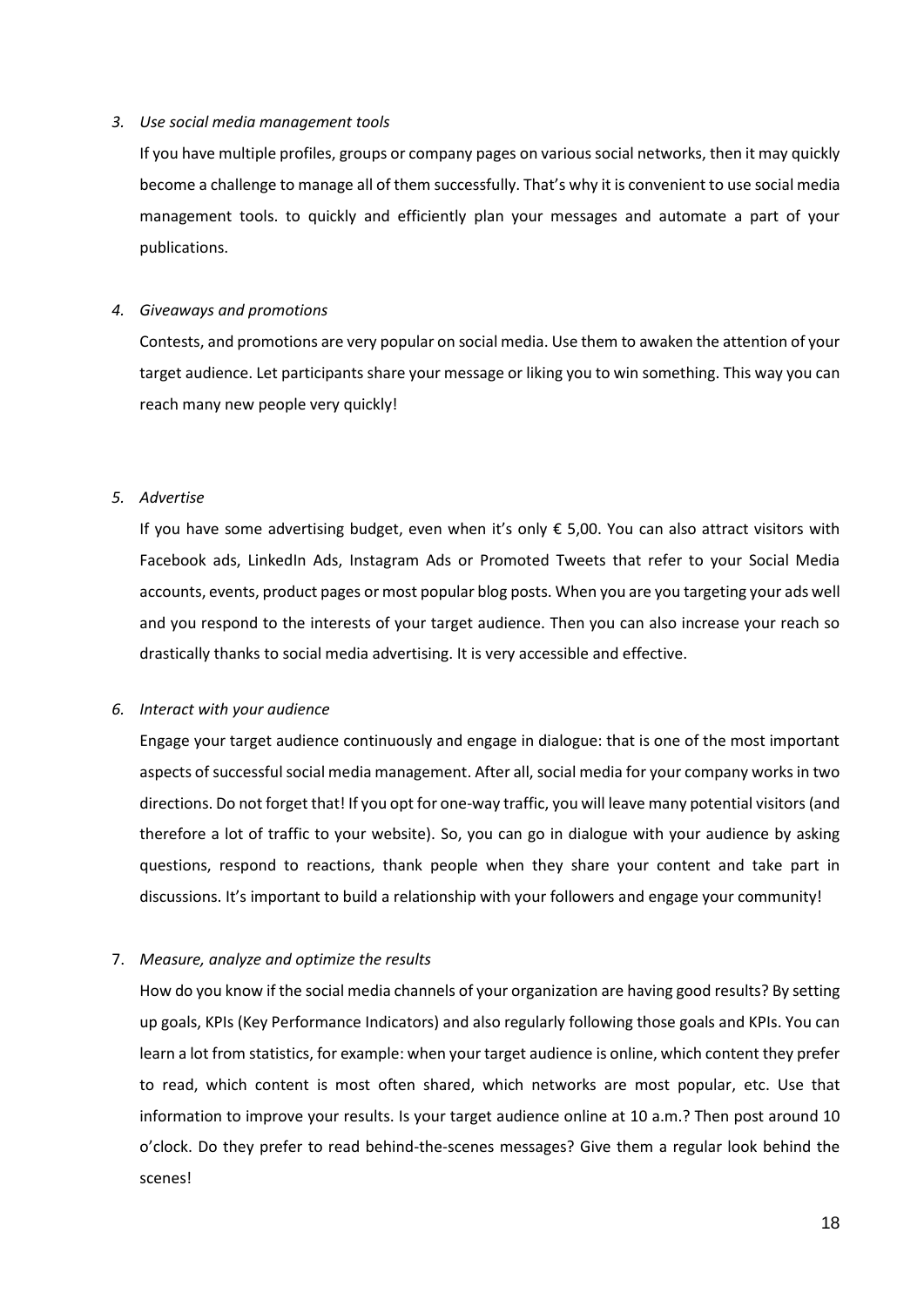3. *Use social media management tools*

   If you have multiple profiles, groups or company pages on various social networks, then it may quickly become a challenge to manage all of them successfully. That's why it is convenient to use social media management tools. to quickly and efficiently plan your messages and automate a part of your publications.

4. *Giveaways and promotions*

   Contests, and promotions are very popular on social media. Use them to awaken the attention of your target audience. Let participants share your message or liking you to win something. This way you can reach many new people very quickly!

5. *Advertise*

   If you have some advertising budget, even when it's only € 5,00. You can also attract visitors with Facebook ads, LinkedIn Ads, Instagram Ads or Promoted Tweets that refer to your Social Media accounts, events, product pages or most popular blog posts. When you are you targeting your ads well and you respond to the interests of your target audience. Then you can also increase your reach so drastically thanks to social media advertising. It is very accessible and effective.

6. *Interact with your audience*

   Engage your target audience continuously and engage in dialogue: that is one of the most important aspects of successful social media management. After all, social media for your company works in two directions. Do not forget that! If you opt for one-way traffic, you will leave many potential visitors (and therefore a lot of traffic to your website). So, you can go in dialogue with your audience by asking questions, respond to reactions, thank people when they share your content and take part in discussions. It's important to build a relationship with your followers and engage your community!

7. *Measure, analyze and optimize the results*

   How do you know if the social media channels of your organization are having good results? By setting up goals, KPIs (Key Performance Indicators) and also regularly following those goals and KPIs. You can learn a lot from statistics, for example: when your target audience is online, which content they prefer to read, which content is most often shared, which networks are most popular, etc. Use that information to improve your results. Is your target audience online at 10 a.m.? Then post around 10 o'clock. Do they prefer to read behind-the-scenes messages? Give them a regular look behind the scenes!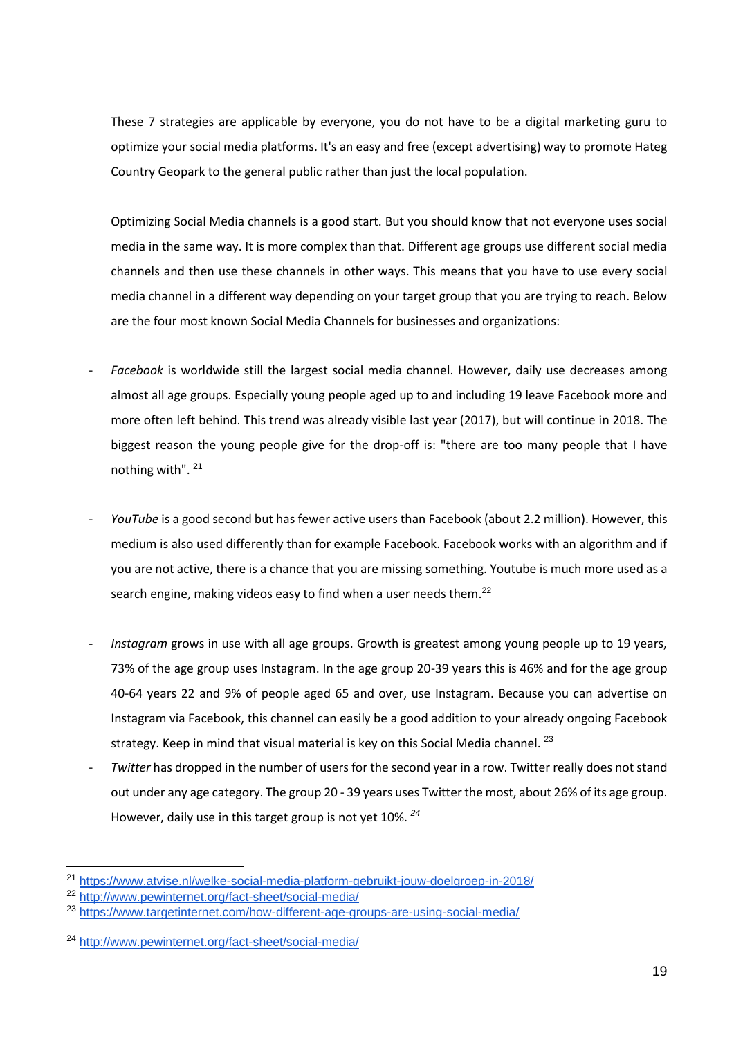These 7 strategies are applicable by everyone, you do not have to be a digital marketing guru to optimize your social media platforms. It's an easy and free (except advertising) way to promote Hateg Country Geopark to the general public rather than just the local population.

Optimizing Social Media channels is a good start. But you should know that not everyone uses social media in the same way. It is more complex than that. Different age groups use different social media channels and then use these channels in other ways. This means that you have to use every social media channel in a different way depending on your target group that you are trying to reach. Below are the four most known Social Media Channels for businesses and organizations:

- *Facebook* is worldwide still the largest social media channel. However, daily use decreases among almost all age groups. Especially young people aged up to and including 19 leave Facebook more and more often left behind. This trend was already visible last year (2017), but will continue in 2018. The biggest reason the young people give for the drop-off is: "there are too many people that I have nothing with". [21]

- *YouTube* is a good second but has fewer active users than Facebook (about 2.2 million). However, this medium is also used differently than for example Facebook. Facebook works with an algorithm and if you are not active, there is a chance that you are missing something. Youtube is much more used as a search engine, making videos easy to find when a user needs them.[22]

- *Instagram* grows in use with all age groups. Growth is greatest among young people up to 19 years, 73% of the age group uses Instagram. In the age group 20-39 years this is 46% and for the age group 40-64 years 22 and 9% of people aged 65 and over, use Instagram. Because you can advertise on Instagram via Facebook, this channel can easily be a good addition to your already ongoing Facebook strategy. Keep in mind that visual material is key on this Social Media channel. [23]
- *Twitter* has dropped in the number of users for the second year in a row. Twitter really does not stand out under any age category. The group 20 - 39 years uses Twitter the most, about 26% of its age group. However, daily use in this target group is not yet 10%. [24]

---

[21] https://www.atvise.nl/welke-social-media-platform-gebruikt-jouw-doelgroep-in-2018/
[22] http://www.pewinternet.org/fact-sheet/social-media/
[23] https://www.targetinternet.com/how-different-age-groups-are-using-social-media/

[24] http://www.pewinternet.org/fact-sheet/social-media/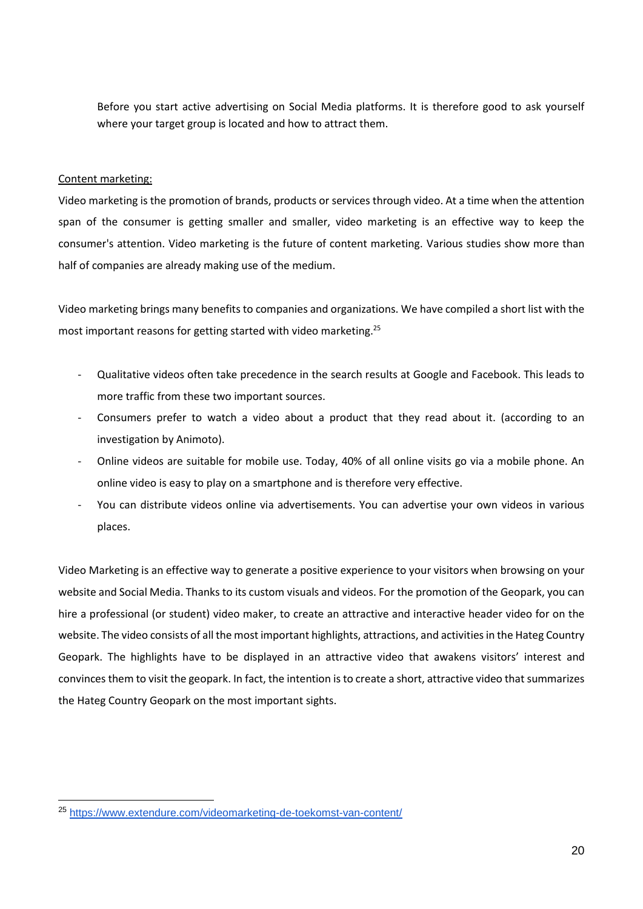Before you start active advertising on Social Media platforms. It is therefore good to ask yourself where your target group is located and how to attract them.

Content marketing:

Video marketing is the promotion of brands, products or services through video. At a time when the attention span of the consumer is getting smaller and smaller, video marketing is an effective way to keep the consumer's attention. Video marketing is the future of content marketing. Various studies show more than half of companies are already making use of the medium.

Video marketing brings many benefits to companies and organizations. We have compiled a short list with the most important reasons for getting started with video marketing.[25]

- Qualitative videos often take precedence in the search results at Google and Facebook. This leads to more traffic from these two important sources.
- Consumers prefer to watch a video about a product that they read about it. (according to an investigation by Animoto).
- Online videos are suitable for mobile use. Today, 40% of all online visits go via a mobile phone. An online video is easy to play on a smartphone and is therefore very effective.
- You can distribute videos online via advertisements. You can advertise your own videos in various places.

Video Marketing is an effective way to generate a positive experience to your visitors when browsing on your website and Social Media. Thanks to its custom visuals and videos. For the promotion of the Geopark, you can hire a professional (or student) video maker, to create an attractive and interactive header video for on the website. The video consists of all the most important highlights, attractions, and activities in the Hateg Country Geopark. The highlights have to be displayed in an attractive video that awakens visitors' interest and convinces them to visit the geopark. In fact, the intention is to create a short, attractive video that summarizes the Hateg Country Geopark on the most important sights.

[25] https://www.extendure.com/videomarketing-de-toekomst-van-content/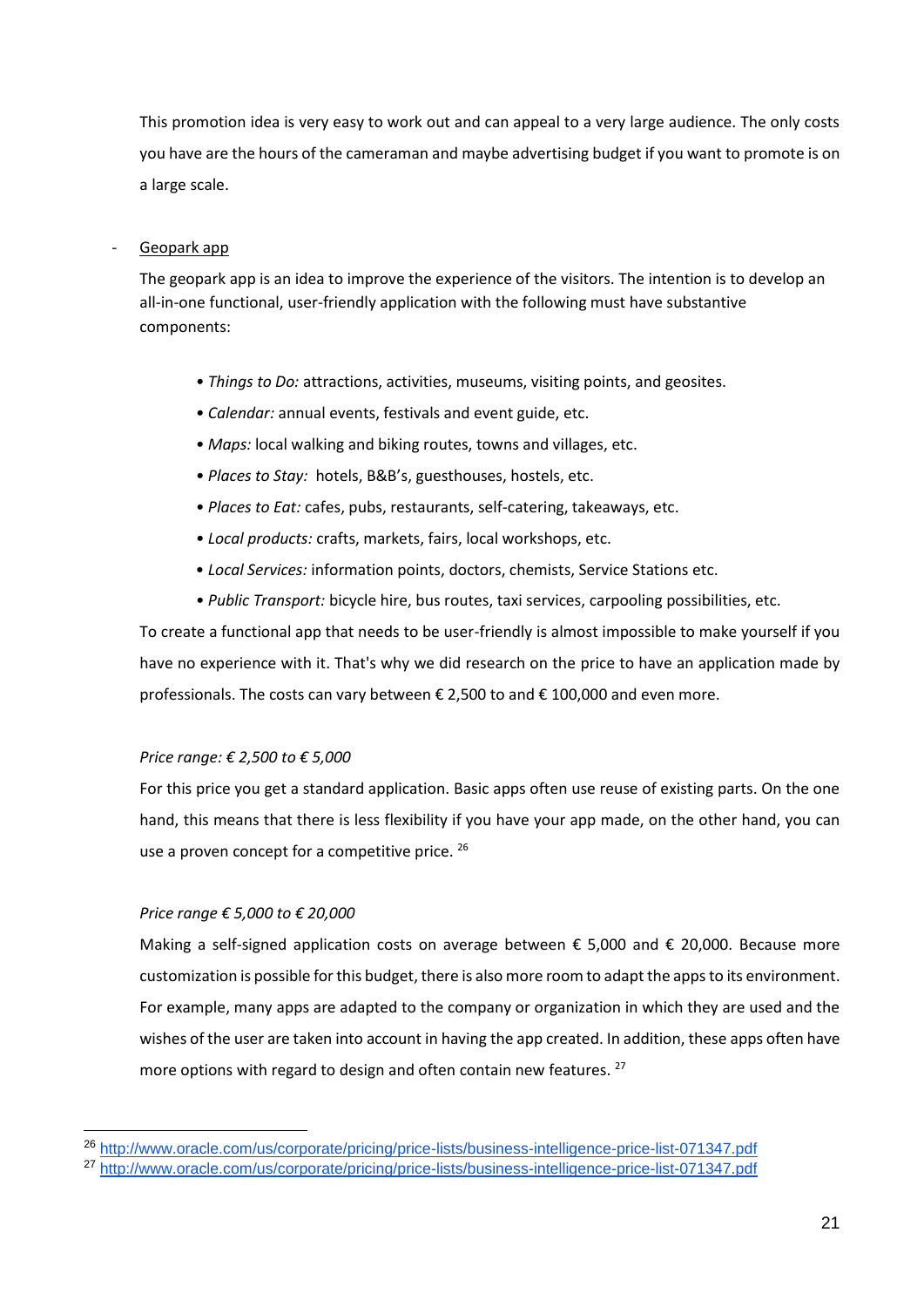This promotion idea is very easy to work out and can appeal to a very large audience. The only costs you have are the hours of the cameraman and maybe advertising budget if you want to promote is on a large scale.

- Geopark app

The geopark app is an idea to improve the experience of the visitors. The intention is to develop an all-in-one functional, user-friendly application with the following must have substantive components:

- *Things to Do:* attractions, activities, museums, visiting points, and geosites.
- *Calendar:* annual events, festivals and event guide, etc.
- *Maps:* local walking and biking routes, towns and villages, etc.
- *Places to Stay:* hotels, B&B's, guesthouses, hostels, etc.
- *Places to Eat:* cafes, pubs, restaurants, self-catering, takeaways, etc.
- *Local products:* crafts, markets, fairs, local workshops, etc.
- *Local Services:* information points, doctors, chemists, Service Stations etc.
- *Public Transport:* bicycle hire, bus routes, taxi services, carpooling possibilities, etc.

To create a functional app that needs to be user-friendly is almost impossible to make yourself if you have no experience with it. That's why we did research on the price to have an application made by professionals. The costs can vary between € 2,500 to and € 100,000 and even more.

*Price range: € 2,500 to € 5,000*

For this price you get a standard application. Basic apps often use reuse of existing parts. On the one hand, this means that there is less flexibility if you have your app made, on the other hand, you can use a proven concept for a competitive price. [26]

*Price range € 5,000 to € 20,000*

Making a self-signed application costs on average between € 5,000 and € 20,000. Because more customization is possible for this budget, there is also more room to adapt the apps to its environment. For example, many apps are adapted to the company or organization in which they are used and the wishes of the user are taken into account in having the app created. In addition, these apps often have more options with regard to design and often contain new features. [27]

[26] http://www.oracle.com/us/corporate/pricing/price-lists/business-intelligence-price-list-071347.pdf

[27] http://www.oracle.com/us/corporate/pricing/price-lists/business-intelligence-price-list-071347.pdf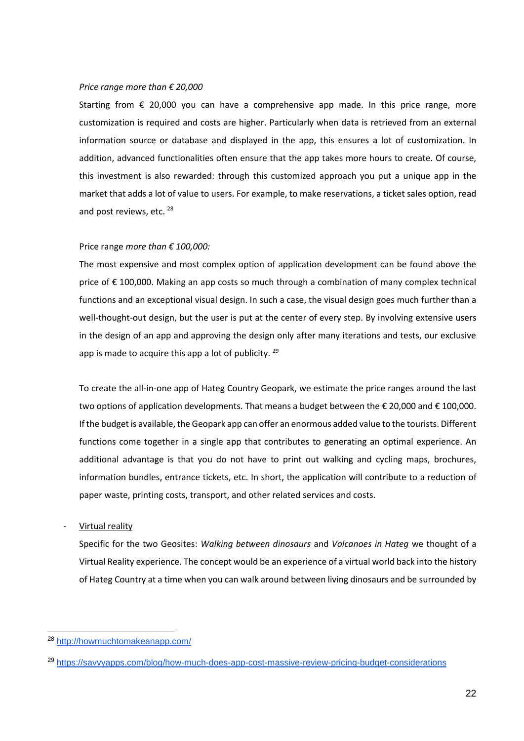*Price range more than € 20,000*

Starting from € 20,000 you can have a comprehensive app made. In this price range, more customization is required and costs are higher. Particularly when data is retrieved from an external information source or database and displayed in the app, this ensures a lot of customization. In addition, advanced functionalities often ensure that the app takes more hours to create. Of course, this investment is also rewarded: through this customized approach you put a unique app in the market that adds a lot of value to users. For example, to make reservations, a ticket sales option, read and post reviews, etc. [28]

Price range *more than € 100,000:*

The most expensive and most complex option of application development can be found above the price of € 100,000. Making an app costs so much through a combination of many complex technical functions and an exceptional visual design. In such a case, the visual design goes much further than a well-thought-out design, but the user is put at the center of every step. By involving extensive users in the design of an app and approving the design only after many iterations and tests, our exclusive app is made to acquire this app a lot of publicity. [29]

To create the all-in-one app of Hateg Country Geopark, we estimate the price ranges around the last two options of application developments. That means a budget between the € 20,000 and € 100,000. If the budget is available, the Geopark app can offer an enormous added value to the tourists. Different functions come together in a single app that contributes to generating an optimal experience. An additional advantage is that you do not have to print out walking and cycling maps, brochures, information bundles, entrance tickets, etc. In short, the application will contribute to a reduction of paper waste, printing costs, transport, and other related services and costs.

- Virtual reality

  Specific for the two Geosites: *Walking between dinosaurs* and *Volcanoes in Hateg* we thought of a Virtual Reality experience. The concept would be an experience of a virtual world back into the history of Hateg Country at a time when you can walk around between living dinosaurs and be surrounded by

[28] http://howmuchtomakeanapp.com/

[29] https://savvyapps.com/blog/how-much-does-app-cost-massive-review-pricing-budget-considerations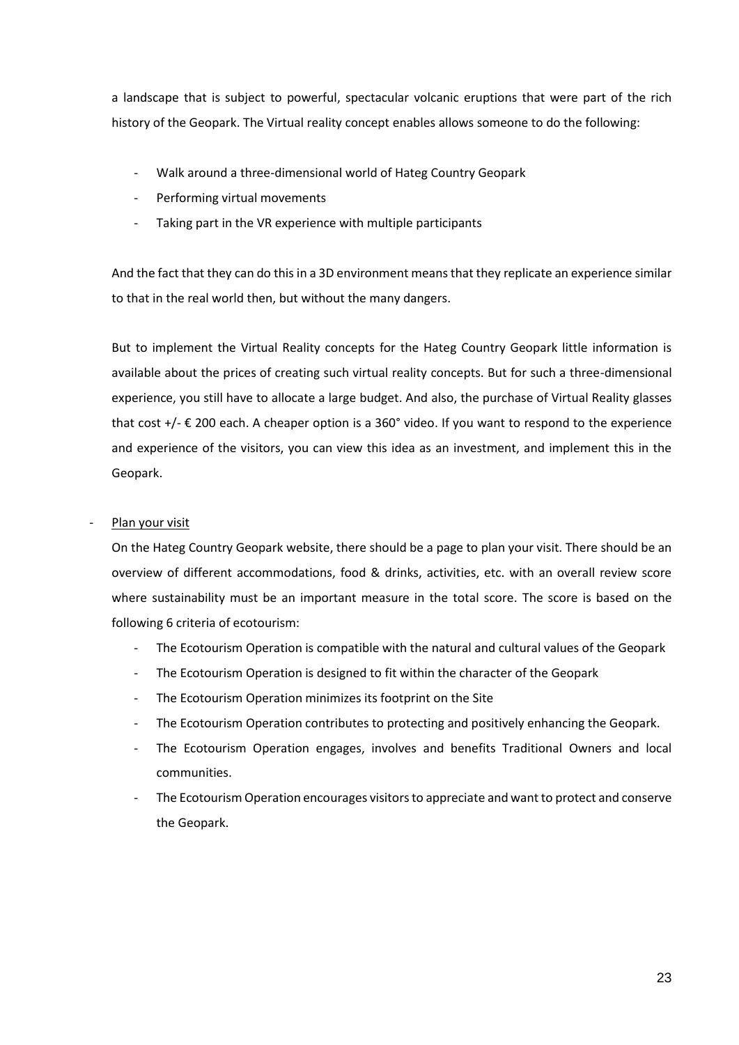a landscape that is subject to powerful, spectacular volcanic eruptions that were part of the rich history of the Geopark. The Virtual reality concept enables allows someone to do the following:

- Walk around a three-dimensional world of Hateg Country Geopark
- Performing virtual movements
- Taking part in the VR experience with multiple participants

And the fact that they can do this in a 3D environment means that they replicate an experience similar to that in the real world then, but without the many dangers.

But to implement the Virtual Reality concepts for the Hateg Country Geopark little information is available about the prices of creating such virtual reality concepts. But for such a three-dimensional experience, you still have to allocate a large budget. And also, the purchase of Virtual Reality glasses that cost +/- € 200 each. A cheaper option is a 360° video. If you want to respond to the experience and experience of the visitors, you can view this idea as an investment, and implement this in the Geopark.

- <u>Plan your visit</u>

  On the Hateg Country Geopark website, there should be a page to plan your visit. There should be an overview of different accommodations, food & drinks, activities, etc. with an overall review score where sustainability must be an important measure in the total score. The score is based on the following 6 criteria of ecotourism:

  - The Ecotourism Operation is compatible with the natural and cultural values of the Geopark
  - The Ecotourism Operation is designed to fit within the character of the Geopark
  - The Ecotourism Operation minimizes its footprint on the Site
  - The Ecotourism Operation contributes to protecting and positively enhancing the Geopark.
  - The Ecotourism Operation engages, involves and benefits Traditional Owners and local communities.
  - The Ecotourism Operation encourages visitors to appreciate and want to protect and conserve the Geopark.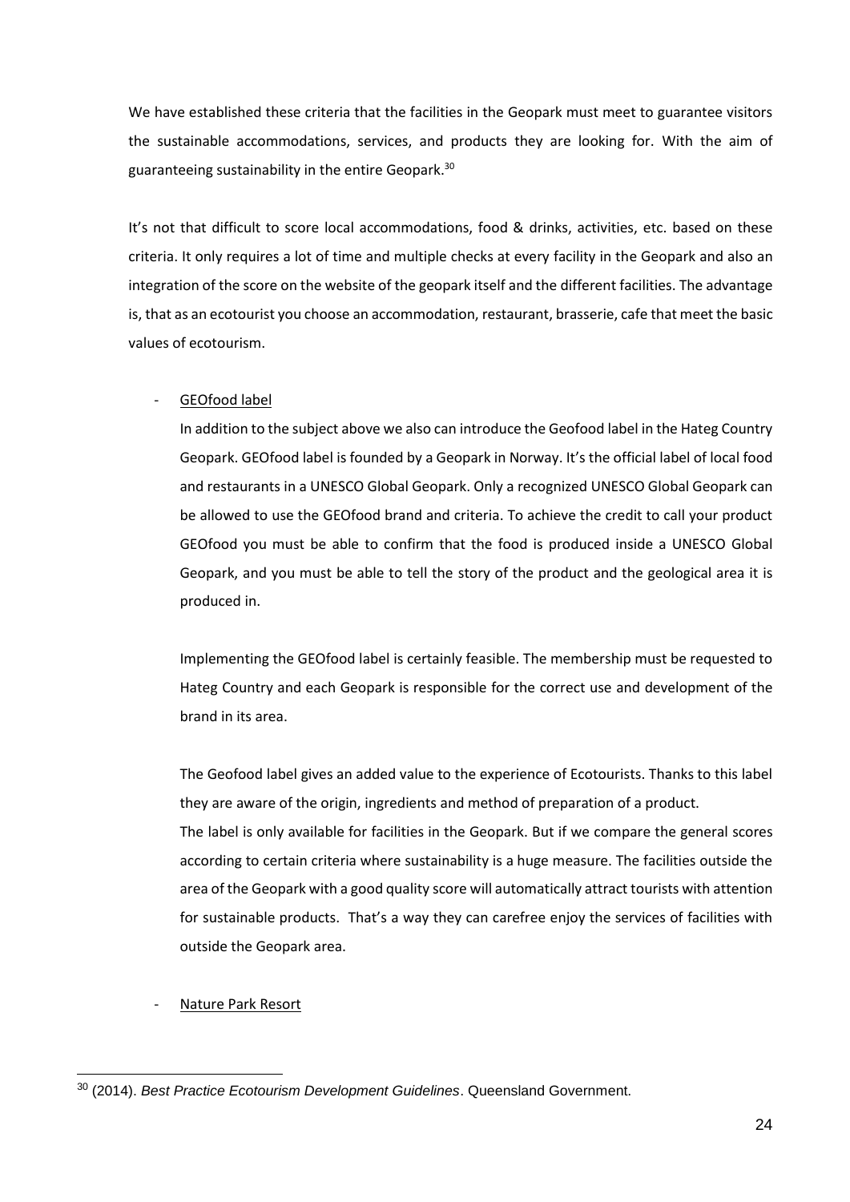We have established these criteria that the facilities in the Geopark must meet to guarantee visitors the sustainable accommodations, services, and products they are looking for. With the aim of guaranteeing sustainability in the entire Geopark.[30]

It's not that difficult to score local accommodations, food & drinks, activities, etc. based on these criteria. It only requires a lot of time and multiple checks at every facility in the Geopark and also an integration of the score on the website of the geopark itself and the different facilities. The advantage is, that as an ecotourist you choose an accommodation, restaurant, brasserie, cafe that meet the basic values of ecotourism.

- <u>GEOfood label</u>

  In addition to the subject above we also can introduce the Geofood label in the Hateg Country Geopark. GEOfood label is founded by a Geopark in Norway. It's the official label of local food and restaurants in a UNESCO Global Geopark. Only a recognized UNESCO Global Geopark can be allowed to use the GEOfood brand and criteria. To achieve the credit to call your product GEOfood you must be able to confirm that the food is produced inside a UNESCO Global Geopark, and you must be able to tell the story of the product and the geological area it is produced in.

  Implementing the GEOfood label is certainly feasible. The membership must be requested to Hateg Country and each Geopark is responsible for the correct use and development of the brand in its area.

  The Geofood label gives an added value to the experience of Ecotourists. Thanks to this label they are aware of the origin, ingredients and method of preparation of a product.
  The label is only available for facilities in the Geopark. But if we compare the general scores according to certain criteria where sustainability is a huge measure. The facilities outside the area of the Geopark with a good quality score will automatically attract tourists with attention for sustainable products. That's a way they can carefree enjoy the services of facilities with outside the Geopark area.

- <u>Nature Park Resort</u>

---

[30] (2014). *Best Practice Ecotourism Development Guidelines*. Queensland Government.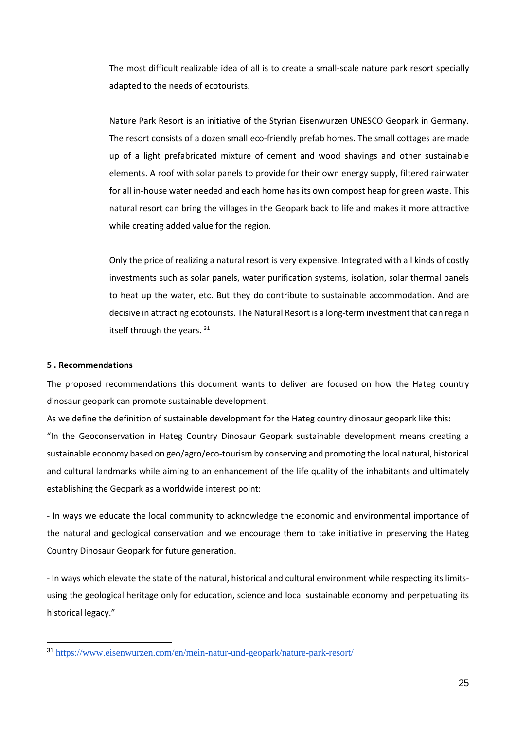The most difficult realizable idea of all is to create a small-scale nature park resort specially adapted to the needs of ecotourists.

Nature Park Resort is an initiative of the Styrian Eisenwurzen UNESCO Geopark in Germany. The resort consists of a dozen small eco-friendly prefab homes. The small cottages are made up of a light prefabricated mixture of cement and wood shavings and other sustainable elements. A roof with solar panels to provide for their own energy supply, filtered rainwater for all in-house water needed and each home has its own compost heap for green waste. This natural resort can bring the villages in the Geopark back to life and makes it more attractive while creating added value for the region.

Only the price of realizing a natural resort is very expensive. Integrated with all kinds of costly investments such as solar panels, water purification systems, isolation, solar thermal panels to heat up the water, etc. But they do contribute to sustainable accommodation. And are decisive in attracting ecotourists. The Natural Resort is a long-term investment that can regain itself through the years. [31]

## 5 . Recommendations

The proposed recommendations this document wants to deliver are focused on how the Hateg country dinosaur geopark can promote sustainable development.

As we define the definition of sustainable development for the Hateg country dinosaur geopark like this:

"In the Geoconservation in Hateg Country Dinosaur Geopark sustainable development means creating a sustainable economy based on geo/agro/eco-tourism by conserving and promoting the local natural, historical and cultural landmarks while aiming to an enhancement of the life quality of the inhabitants and ultimately establishing the Geopark as a worldwide interest point:

- In ways we educate the local community to acknowledge the economic and environmental importance of the natural and geological conservation and we encourage them to take initiative in preserving the Hateg Country Dinosaur Geopark for future generation.

- In ways which elevate the state of the natural, historical and cultural environment while respecting its limits- using the geological heritage only for education, science and local sustainable economy and perpetuating its historical legacy."

[31] https://www.eisenwurzen.com/en/mein-natur-und-geopark/nature-park-resort/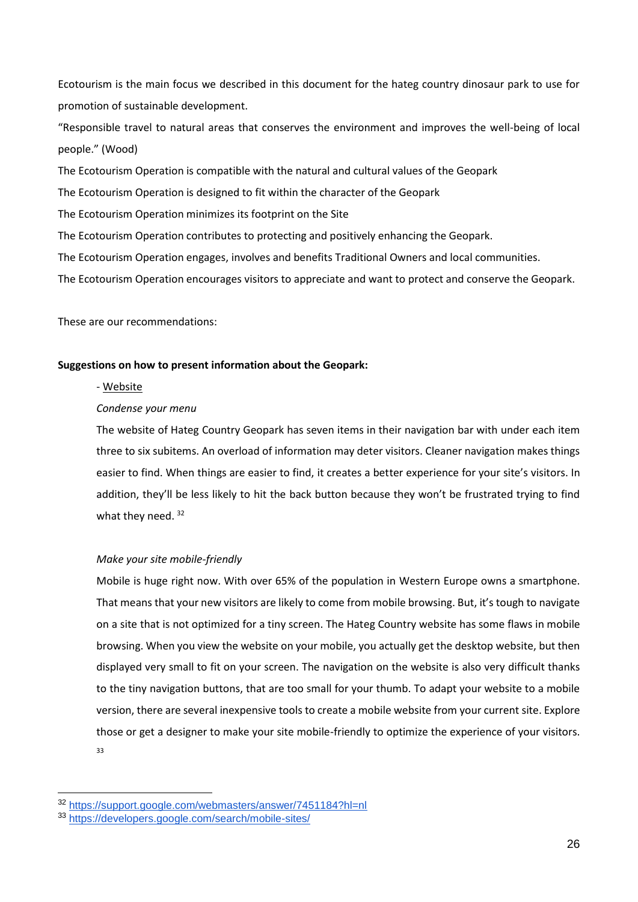Ecotourism is the main focus we described in this document for the hateg country dinosaur park to use for promotion of sustainable development.

“Responsible travel to natural areas that conserves the environment and improves the well-being of local people.” (Wood)

The Ecotourism Operation is compatible with the natural and cultural values of the Geopark

The Ecotourism Operation is designed to fit within the character of the Geopark

The Ecotourism Operation minimizes its footprint on the Site

The Ecotourism Operation contributes to protecting and positively enhancing the Geopark.

The Ecotourism Operation engages, involves and benefits Traditional Owners and local communities.

The Ecotourism Operation encourages visitors to appreciate and want to protect and conserve the Geopark.

These are our recommendations:

**Suggestions on how to present information about the Geopark:**

- Website

*Condense your menu*

The website of Hateg Country Geopark has seven items in their navigation bar with under each item three to six subitems. An overload of information may deter visitors. Cleaner navigation makes things easier to find. When things are easier to find, it creates a better experience for your site’s visitors. In addition, they’ll be less likely to hit the back button because they won’t be frustrated trying to find what they need. [32]

*Make your site mobile-friendly*

Mobile is huge right now. With over 65% of the population in Western Europe owns a smartphone. That means that your new visitors are likely to come from mobile browsing. But, it’s tough to navigate on a site that is not optimized for a tiny screen. The Hateg Country website has some flaws in mobile browsing. When you view the website on your mobile, you actually get the desktop website, but then displayed very small to fit on your screen. The navigation on the website is also very difficult thanks to the tiny navigation buttons, that are too small for your thumb. To adapt your website to a mobile version, there are several inexpensive tools to create a mobile website from your current site. Explore those or get a designer to make your site mobile-friendly to optimize the experience of your visitors. [33]

---

[32] https://support.google.com/webmasters/answer/7451184?hl=nl

[33] https://developers.google.com/search/mobile-sites/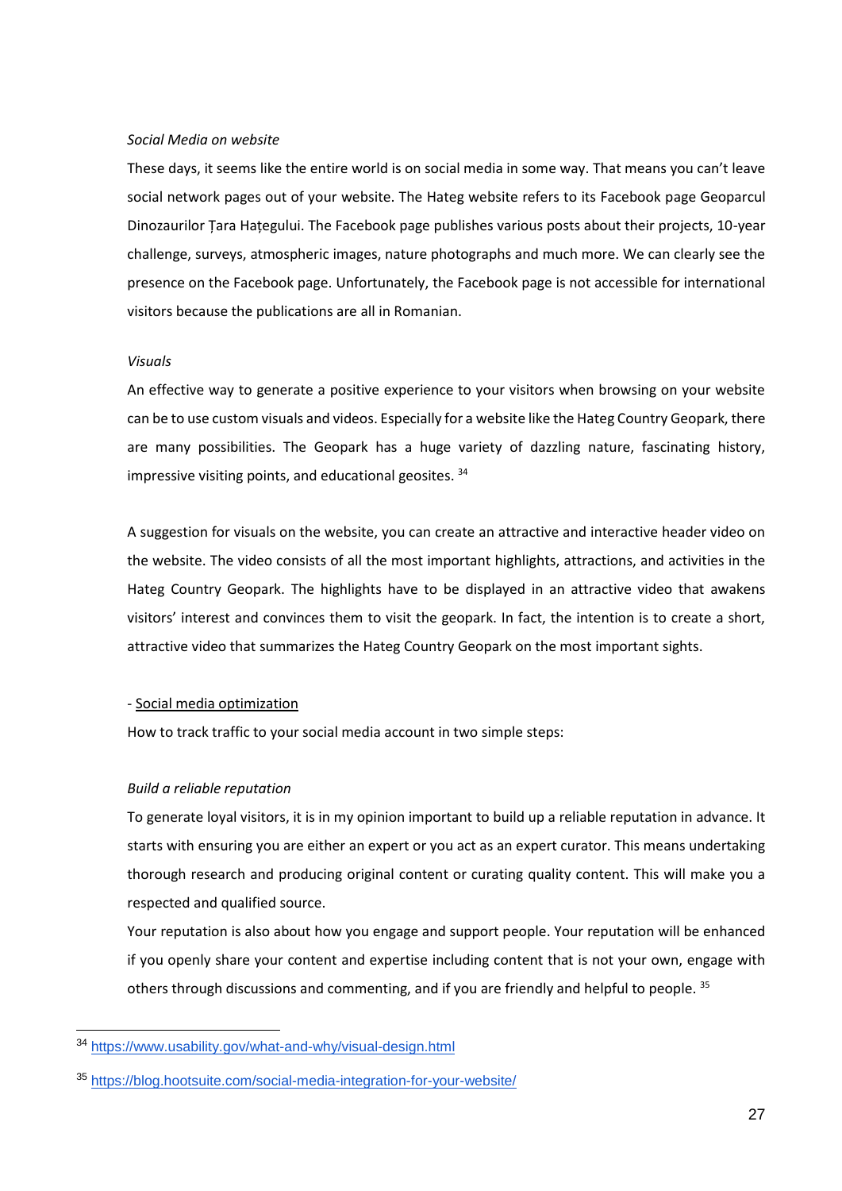*Social Media on website*

These days, it seems like the entire world is on social media in some way. That means you can't leave social network pages out of your website. The Hateg website refers to its Facebook page Geoparcul Dinozaurilor Țara Hațegului. The Facebook page publishes various posts about their projects, 10-year challenge, surveys, atmospheric images, nature photographs and much more. We can clearly see the presence on the Facebook page. Unfortunately, the Facebook page is not accessible for international visitors because the publications are all in Romanian.

*Visuals*

An effective way to generate a positive experience to your visitors when browsing on your website can be to use custom visuals and videos. Especially for a website like the Hateg Country Geopark, there are many possibilities. The Geopark has a huge variety of dazzling nature, fascinating history, impressive visiting points, and educational geosites. [34]

A suggestion for visuals on the website, you can create an attractive and interactive header video on the website. The video consists of all the most important highlights, attractions, and activities in the Hateg Country Geopark. The highlights have to be displayed in an attractive video that awakens visitors' interest and convinces them to visit the geopark. In fact, the intention is to create a short, attractive video that summarizes the Hateg Country Geopark on the most important sights.

- <u>Social media optimization</u>

How to track traffic to your social media account in two simple steps:

*Build a reliable reputation*

To generate loyal visitors, it is in my opinion important to build up a reliable reputation in advance. It starts with ensuring you are either an expert or you act as an expert curator. This means undertaking thorough research and producing original content or curating quality content. This will make you a respected and qualified source.

Your reputation is also about how you engage and support people. Your reputation will be enhanced if you openly share your content and expertise including content that is not your own, engage with others through discussions and commenting, and if you are friendly and helpful to people. [35]

[34] https://www.usability.gov/what-and-why/visual-design.html

[35] https://blog.hootsuite.com/social-media-integration-for-your-website/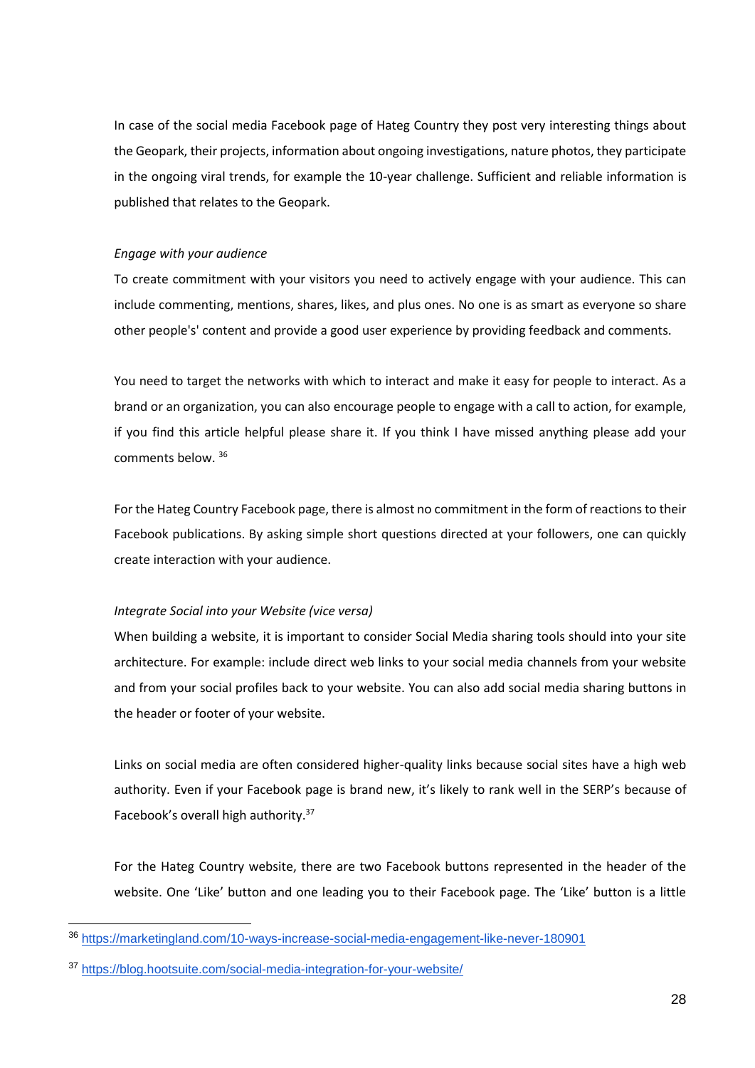In case of the social media Facebook page of Hateg Country they post very interesting things about the Geopark, their projects, information about ongoing investigations, nature photos, they participate in the ongoing viral trends, for example the 10-year challenge. Sufficient and reliable information is published that relates to the Geopark.

*Engage with your audience*

To create commitment with your visitors you need to actively engage with your audience. This can include commenting, mentions, shares, likes, and plus ones. No one is as smart as everyone so share other people's' content and provide a good user experience by providing feedback and comments.

You need to target the networks with which to interact and make it easy for people to interact. As a brand or an organization, you can also encourage people to engage with a call to action, for example, if you find this article helpful please share it. If you think I have missed anything please add your comments below. [36]

For the Hateg Country Facebook page, there is almost no commitment in the form of reactions to their Facebook publications. By asking simple short questions directed at your followers, one can quickly create interaction with your audience.

*Integrate Social into your Website (vice versa)*

When building a website, it is important to consider Social Media sharing tools should into your site architecture. For example: include direct web links to your social media channels from your website and from your social profiles back to your website. You can also add social media sharing buttons in the header or footer of your website.

Links on social media are often considered higher-quality links because social sites have a high web authority. Even if your Facebook page is brand new, it's likely to rank well in the SERP's because of Facebook's overall high authority.[37]

For the Hateg Country website, there are two Facebook buttons represented in the header of the website. One 'Like' button and one leading you to their Facebook page. The 'Like' button is a little

---

[36] https://marketingland.com/10-ways-increase-social-media-engagement-like-never-180901

[37] https://blog.hootsuite.com/social-media-integration-for-your-website/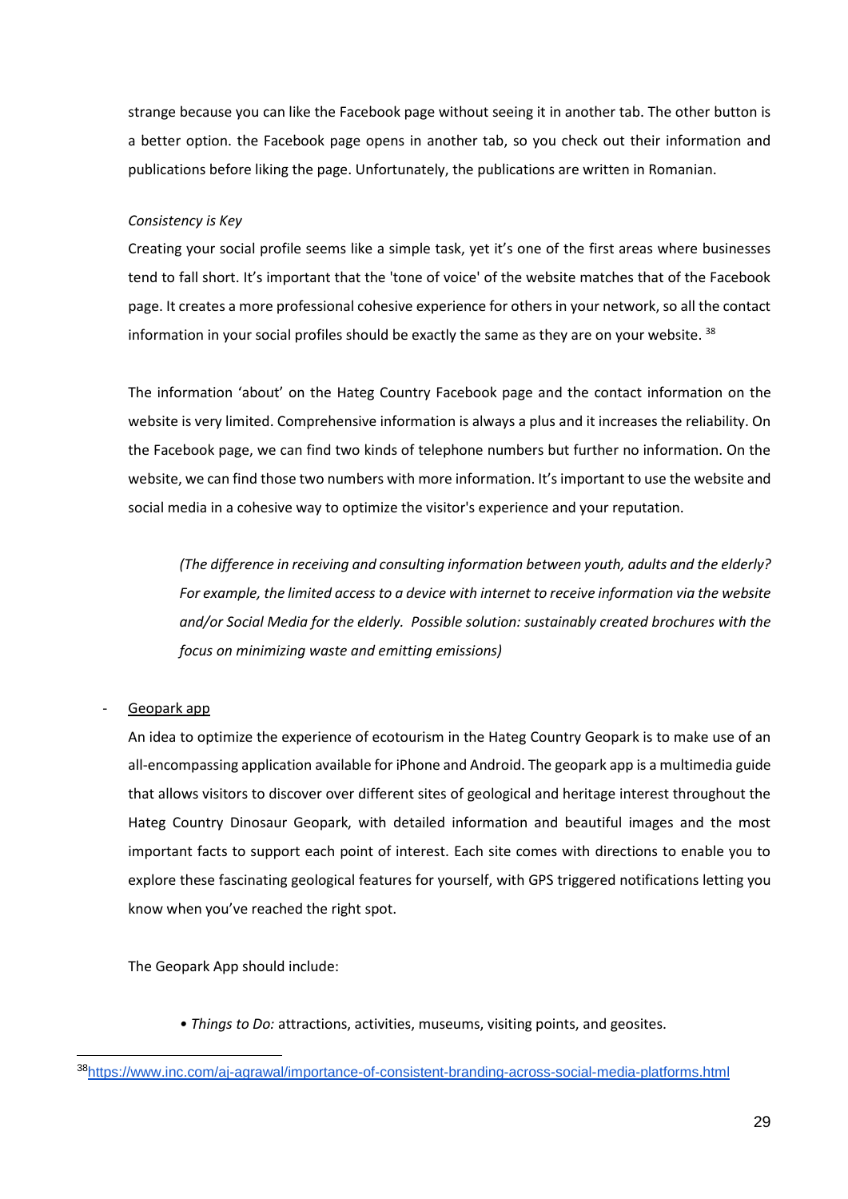strange because you can like the Facebook page without seeing it in another tab. The other button is a better option. the Facebook page opens in another tab, so you check out their information and publications before liking the page. Unfortunately, the publications are written in Romanian.

*Consistency is Key*

Creating your social profile seems like a simple task, yet it's one of the first areas where businesses tend to fall short. It's important that the 'tone of voice' of the website matches that of the Facebook page. It creates a more professional cohesive experience for others in your network, so all the contact information in your social profiles should be exactly the same as they are on your website. [38]

The information 'about' on the Hateg Country Facebook page and the contact information on the website is very limited. Comprehensive information is always a plus and it increases the reliability. On the Facebook page, we can find two kinds of telephone numbers but further no information. On the website, we can find those two numbers with more information. It's important to use the website and social media in a cohesive way to optimize the visitor's experience and your reputation.

> *(The difference in receiving and consulting information between youth, adults and the elderly? For example, the limited access to a device with internet to receive information via the website and/or Social Media for the elderly. Possible solution: sustainably created brochures with the focus on minimizing waste and emitting emissions)*

- <u>Geopark app</u>

An idea to optimize the experience of ecotourism in the Hateg Country Geopark is to make use of an all-encompassing application available for iPhone and Android. The geopark app is a multimedia guide that allows visitors to discover over different sites of geological and heritage interest throughout the Hateg Country Dinosaur Geopark, with detailed information and beautiful images and the most important facts to support each point of interest. Each site comes with directions to enable you to explore these fascinating geological features for yourself, with GPS triggered notifications letting you know when you've reached the right spot.

The Geopark App should include:

- *Things to Do:* attractions, activities, museums, visiting points, and geosites.

[38] https://www.inc.com/aj-agrawal/importance-of-consistent-branding-across-social-media-platforms.html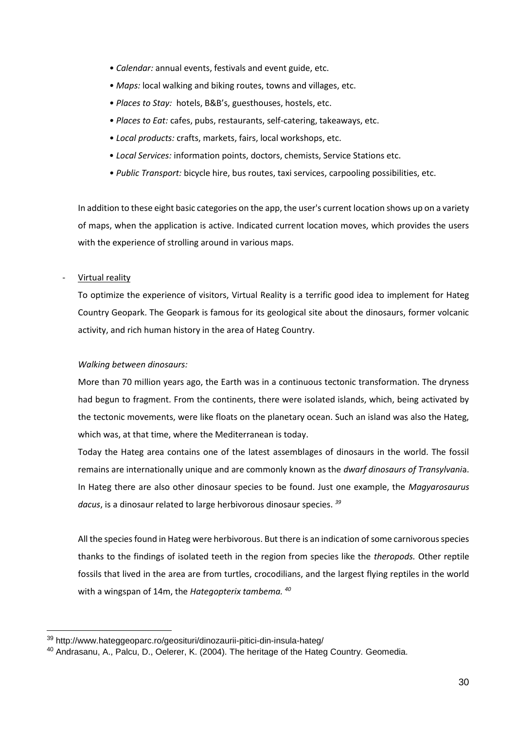- *Calendar:* annual events, festivals and event guide, etc.
- *Maps:* local walking and biking routes, towns and villages, etc.
- *Places to Stay:* hotels, B&B's, guesthouses, hostels, etc.
- *Places to Eat:* cafes, pubs, restaurants, self-catering, takeaways, etc.
- *Local products:* crafts, markets, fairs, local workshops, etc.
- *Local Services:* information points, doctors, chemists, Service Stations etc.
- *Public Transport:* bicycle hire, bus routes, taxi services, carpooling possibilities, etc.

In addition to these eight basic categories on the app, the user's current location shows up on a variety of maps, when the application is active. Indicated current location moves, which provides the users with the experience of strolling around in various maps.

- Virtual reality

To optimize the experience of visitors, Virtual Reality is a terrific good idea to implement for Hateg Country Geopark. The Geopark is famous for its geological site about the dinosaurs, former volcanic activity, and rich human history in the area of Hateg Country.

*Walking between dinosaurs:*

More than 70 million years ago, the Earth was in a continuous tectonic transformation. The dryness had begun to fragment. From the continents, there were isolated islands, which, being activated by the tectonic movements, were like floats on the planetary ocean. Such an island was also the Hateg, which was, at that time, where the Mediterranean is today.

Today the Hateg area contains one of the latest assemblages of dinosaurs in the world. The fossil remains are internationally unique and are commonly known as the *dwarf dinosaurs of Transylvania*. In Hateg there are also other dinosaur species to be found. Just one example, the *Magyarosaurus dacus*, is a dinosaur related to large herbivorous dinosaur species. [39]

All the species found in Hateg were herbivorous. But there is an indication of some carnivorous species thanks to the findings of isolated teeth in the region from species like the *theropods.* Other reptile fossils that lived in the area are from turtles, crocodilians, and the largest flying reptiles in the world with a wingspan of 14m, the *Hategopterix tambema.* [40]

---

[39] http://www.hateggeoparc.ro/geosituri/dinozaurii-pitici-din-insula-hateg/

[40] Andrasanu, A., Palcu, D., Oelerer, K. (2004). The heritage of the Hateg Country. Geomedia.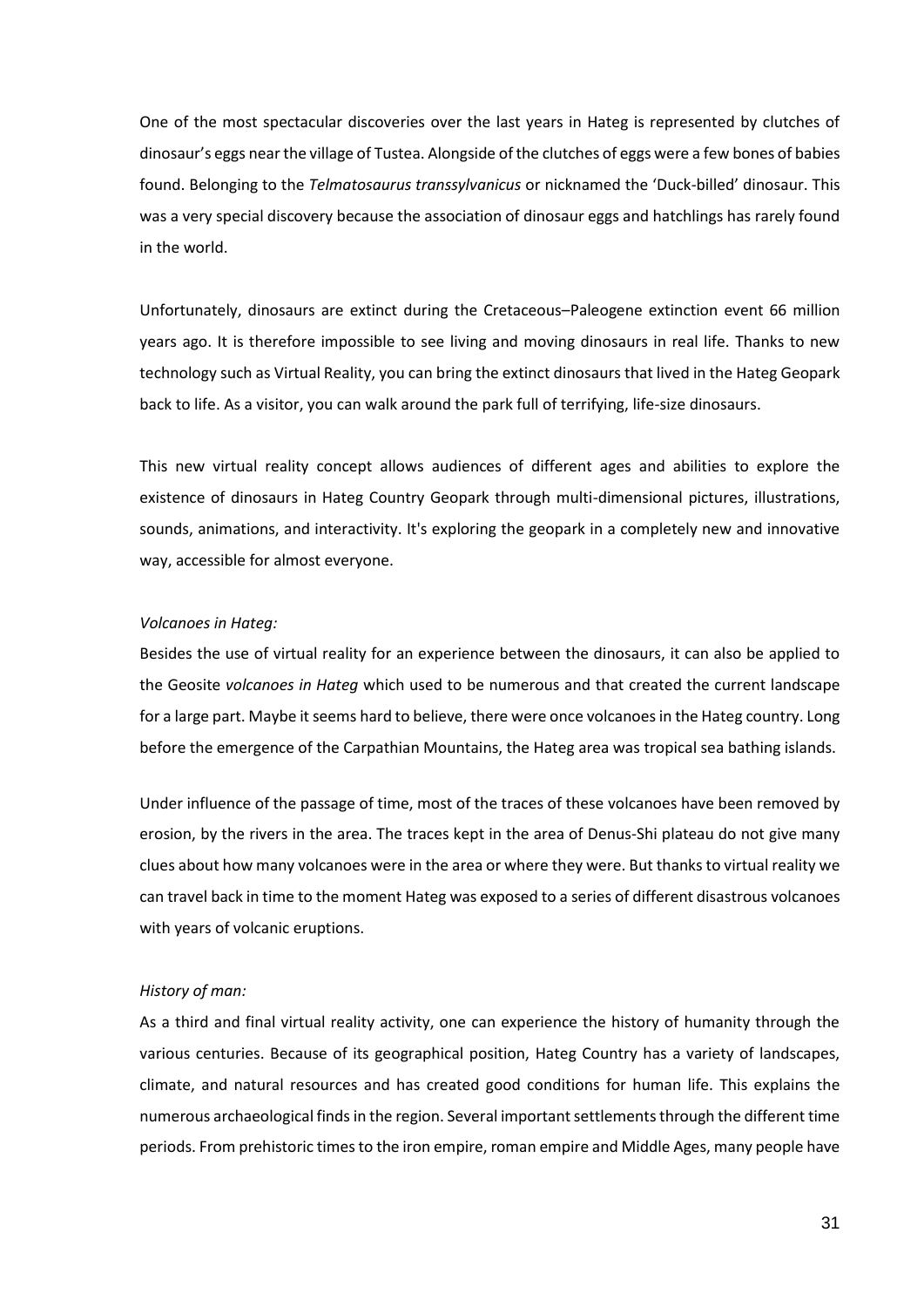One of the most spectacular discoveries over the last years in Hateg is represented by clutches of dinosaur's eggs near the village of Tustea. Alongside of the clutches of eggs were a few bones of babies found. Belonging to the *Telmatosaurus transsylvanicus* or nicknamed the 'Duck-billed' dinosaur. This was a very special discovery because the association of dinosaur eggs and hatchlings has rarely found in the world.

Unfortunately, dinosaurs are extinct during the Cretaceous–Paleogene extinction event 66 million years ago. It is therefore impossible to see living and moving dinosaurs in real life. Thanks to new technology such as Virtual Reality, you can bring the extinct dinosaurs that lived in the Hateg Geopark back to life. As a visitor, you can walk around the park full of terrifying, life-size dinosaurs.

This new virtual reality concept allows audiences of different ages and abilities to explore the existence of dinosaurs in Hateg Country Geopark through multi-dimensional pictures, illustrations, sounds, animations, and interactivity. It's exploring the geopark in a completely new and innovative way, accessible for almost everyone.

*Volcanoes in Hateg:*

Besides the use of virtual reality for an experience between the dinosaurs, it can also be applied to the Geosite *volcanoes in Hateg* which used to be numerous and that created the current landscape for a large part. Maybe it seems hard to believe, there were once volcanoes in the Hateg country. Long before the emergence of the Carpathian Mountains, the Hateg area was tropical sea bathing islands.

Under influence of the passage of time, most of the traces of these volcanoes have been removed by erosion, by the rivers in the area. The traces kept in the area of Denus-Shi plateau do not give many clues about how many volcanoes were in the area or where they were. But thanks to virtual reality we can travel back in time to the moment Hateg was exposed to a series of different disastrous volcanoes with years of volcanic eruptions.

*History of man:*

As a third and final virtual reality activity, one can experience the history of humanity through the various centuries. Because of its geographical position, Hateg Country has a variety of landscapes, climate, and natural resources and has created good conditions for human life. This explains the numerous archaeological finds in the region. Several important settlements through the different time periods. From prehistoric times to the iron empire, roman empire and Middle Ages, many people have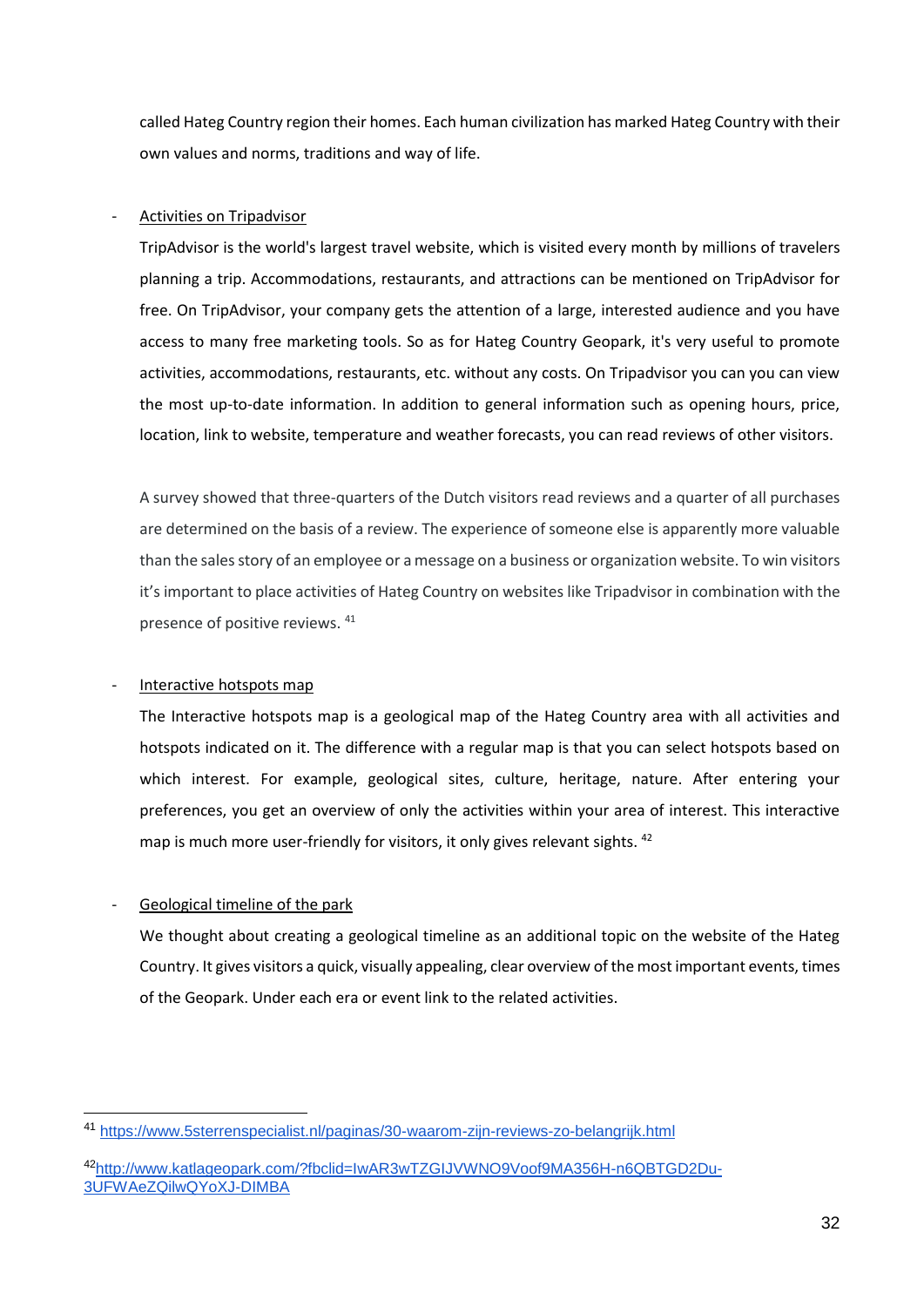called Hateg Country region their homes. Each human civilization has marked Hateg Country with their own values and norms, traditions and way of life.

- Activities on Tripadvisor

  TripAdvisor is the world's largest travel website, which is visited every month by millions of travelers planning a trip. Accommodations, restaurants, and attractions can be mentioned on TripAdvisor for free. On TripAdvisor, your company gets the attention of a large, interested audience and you have access to many free marketing tools. So as for Hateg Country Geopark, it's very useful to promote activities, accommodations, restaurants, etc. without any costs. On Tripadvisor you can you can view the most up-to-date information. In addition to general information such as opening hours, price, location, link to website, temperature and weather forecasts, you can read reviews of other visitors.

  A survey showed that three-quarters of the Dutch visitors read reviews and a quarter of all purchases are determined on the basis of a review. The experience of someone else is apparently more valuable than the sales story of an employee or a message on a business or organization website. To win visitors it's important to place activities of Hateg Country on websites like Tripadvisor in combination with the presence of positive reviews. [41]

- Interactive hotspots map

  The Interactive hotspots map is a geological map of the Hateg Country area with all activities and hotspots indicated on it. The difference with a regular map is that you can select hotspots based on which interest. For example, geological sites, culture, heritage, nature. After entering your preferences, you get an overview of only the activities within your area of interest. This interactive map is much more user-friendly for visitors, it only gives relevant sights. [42]

- Geological timeline of the park

  We thought about creating a geological timeline as an additional topic on the website of the Hateg Country. It gives visitors a quick, visually appealing, clear overview of the most important events, times of the Geopark. Under each era or event link to the related activities.

---

[41] https://www.5sterrenspecialist.nl/paginas/30-waarom-zijn-reviews-zo-belangrijk.html

[42] http://www.katlageopark.com/?fbclid=IwAR3wTZGIJVWNO9Voof9MA356H-n6QBTGD2Du-3UFWAeZQilwQYoXJ-DIMBA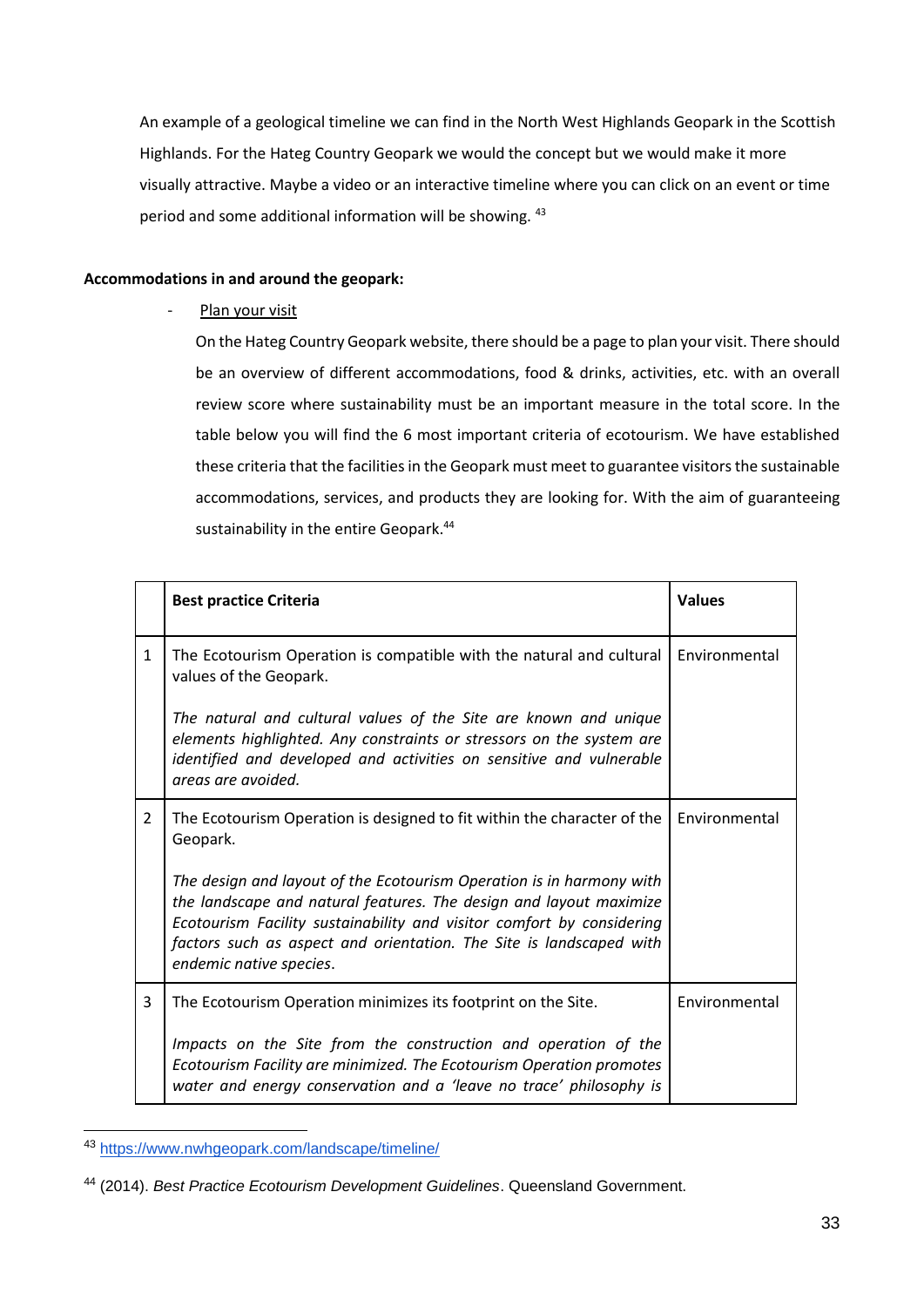An example of a geological timeline we can find in the North West Highlands Geopark in the Scottish Highlands. For the Hateg Country Geopark we would the concept but we would make it more visually attractive. Maybe a video or an interactive timeline where you can click on an event or time period and some additional information will be showing. [43]

**Accommodations in and around the geopark:**

- Plan your visit

  On the Hateg Country Geopark website, there should be a page to plan your visit. There should be an overview of different accommodations, food & drinks, activities, etc. with an overall review score where sustainability must be an important measure in the total score. In the table below you will find the 6 most important criteria of ecotourism. We have established these criteria that the facilities in the Geopark must meet to guarantee visitors the sustainable accommodations, services, and products they are looking for. With the aim of guaranteeing sustainability in the entire Geopark.[44]

| | **Best practice Criteria** | **Values** |
|---|---|---|
| 1 | The Ecotourism Operation is compatible with the natural and cultural values of the Geopark.<br><br>*The natural and cultural values of the Site are known and unique elements highlighted. Any constraints or stressors on the system are identified and developed and activities on sensitive and vulnerable areas are avoided.* | Environmental |
| 2 | The Ecotourism Operation is designed to fit within the character of the Geopark.<br><br>*The design and layout of the Ecotourism Operation is in harmony with the landscape and natural features. The design and layout maximize Ecotourism Facility sustainability and visitor comfort by considering factors such as aspect and orientation. The Site is landscaped with endemic native species.* | Environmental |
| 3 | The Ecotourism Operation minimizes its footprint on the Site.<br><br>*Impacts on the Site from the construction and operation of the Ecotourism Facility are minimized. The Ecotourism Operation promotes water and energy conservation and a 'leave no trace' philosophy is* | Environmental |

[43] https://www.nwhgeopark.com/landscape/timeline/

[44] (2014). *Best Practice Ecotourism Development Guidelines*. Queensland Government.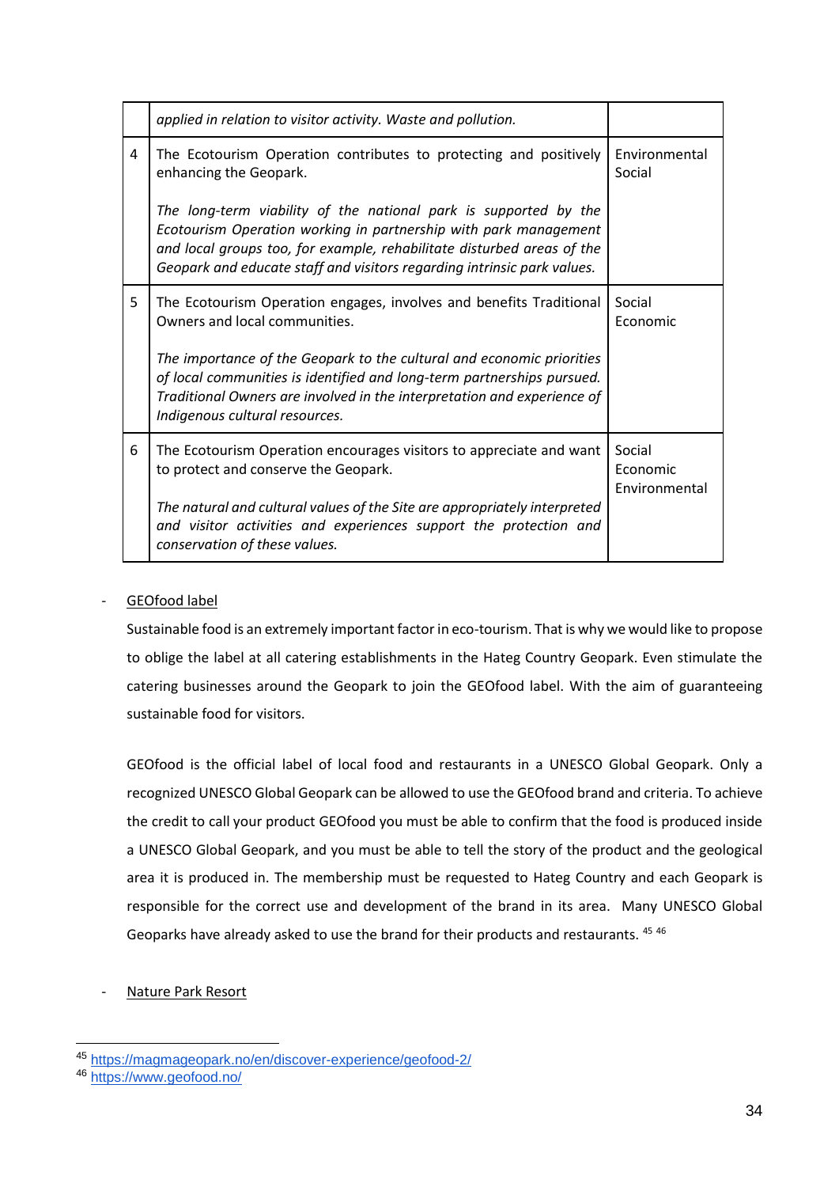| | | |
|---|---|---|
| | *applied in relation to visitor activity. Waste and pollution.* | |
| 4 | The Ecotourism Operation contributes to protecting and positively enhancing the Geopark.<br><br>*The long-term viability of the national park is supported by the Ecotourism Operation working in partnership with park management and local groups too, for example, rehabilitate disturbed areas of the Geopark and educate staff and visitors regarding intrinsic park values.* | Environmental<br>Social |
| 5 | The Ecotourism Operation engages, involves and benefits Traditional Owners and local communities.<br><br>*The importance of the Geopark to the cultural and economic priorities of local communities is identified and long-term partnerships pursued. Traditional Owners are involved in the interpretation and experience of Indigenous cultural resources.* | Social<br>Economic |
| 6 | The Ecotourism Operation encourages visitors to appreciate and want to protect and conserve the Geopark.<br><br>*The natural and cultural values of the Site are appropriately interpreted and visitor activities and experiences support the protection and conservation of these values.* | Social<br>Economic<br>Environmental |

- GEOfood label

Sustainable food is an extremely important factor in eco-tourism. That is why we would like to propose to oblige the label at all catering establishments in the Hateg Country Geopark. Even stimulate the catering businesses around the Geopark to join the GEOfood label. With the aim of guaranteeing sustainable food for visitors.

GEOfood is the official label of local food and restaurants in a UNESCO Global Geopark. Only a recognized UNESCO Global Geopark can be allowed to use the GEOfood brand and criteria. To achieve the credit to call your product GEOfood you must be able to confirm that the food is produced inside a UNESCO Global Geopark, and you must be able to tell the story of the product and the geological area it is produced in. The membership must be requested to Hateg Country and each Geopark is responsible for the correct use and development of the brand in its area. Many UNESCO Global Geoparks have already asked to use the brand for their products and restaurants. [45] [46]

- Nature Park Resort

[45] https://magmageopark.no/en/discover-experience/geofood-2/

[46] https://www.geofood.no/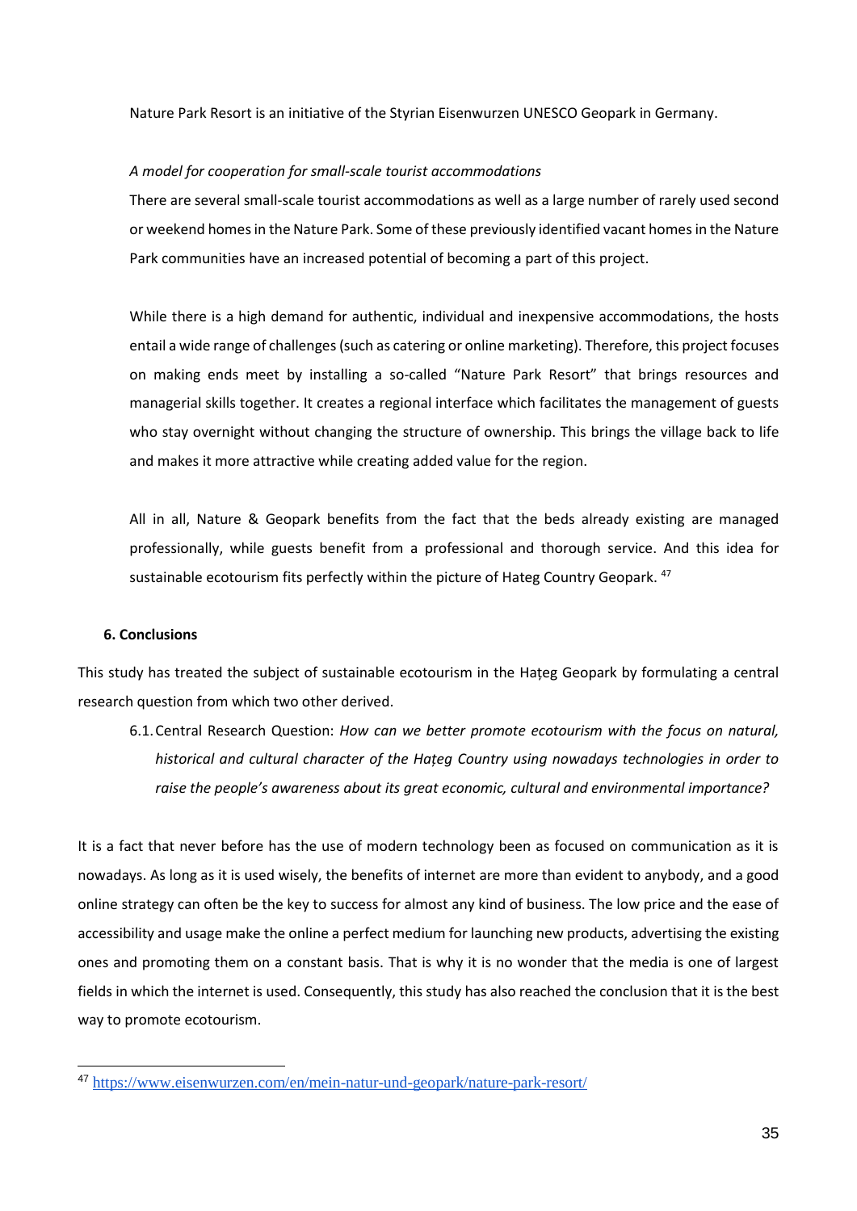Nature Park Resort is an initiative of the Styrian Eisenwurzen UNESCO Geopark in Germany.

*A model for cooperation for small-scale tourist accommodations*

There are several small-scale tourist accommodations as well as a large number of rarely used second or weekend homes in the Nature Park. Some of these previously identified vacant homes in the Nature Park communities have an increased potential of becoming a part of this project.

While there is a high demand for authentic, individual and inexpensive accommodations, the hosts entail a wide range of challenges (such as catering or online marketing). Therefore, this project focuses on making ends meet by installing a so-called "Nature Park Resort" that brings resources and managerial skills together. It creates a regional interface which facilitates the management of guests who stay overnight without changing the structure of ownership. This brings the village back to life and makes it more attractive while creating added value for the region.

All in all, Nature & Geopark benefits from the fact that the beds already existing are managed professionally, while guests benefit from a professional and thorough service. And this idea for sustainable ecotourism fits perfectly within the picture of Hateg Country Geopark. [47]

## 6. Conclusions

This study has treated the subject of sustainable ecotourism in the Hațeg Geopark by formulating a central research question from which two other derived.

6.1. Central Research Question: *How can we better promote ecotourism with the focus on natural, historical and cultural character of the Hațeg Country using nowadays technologies in order to raise the people's awareness about its great economic, cultural and environmental importance?*

It is a fact that never before has the use of modern technology been as focused on communication as it is nowadays. As long as it is used wisely, the benefits of internet are more than evident to anybody, and a good online strategy can often be the key to success for almost any kind of business. The low price and the ease of accessibility and usage make the online a perfect medium for launching new products, advertising the existing ones and promoting them on a constant basis. That is why it is no wonder that the media is one of largest fields in which the internet is used. Consequently, this study has also reached the conclusion that it is the best way to promote ecotourism.

[47] https://www.eisenwurzen.com/en/mein-natur-und-geopark/nature-park-resort/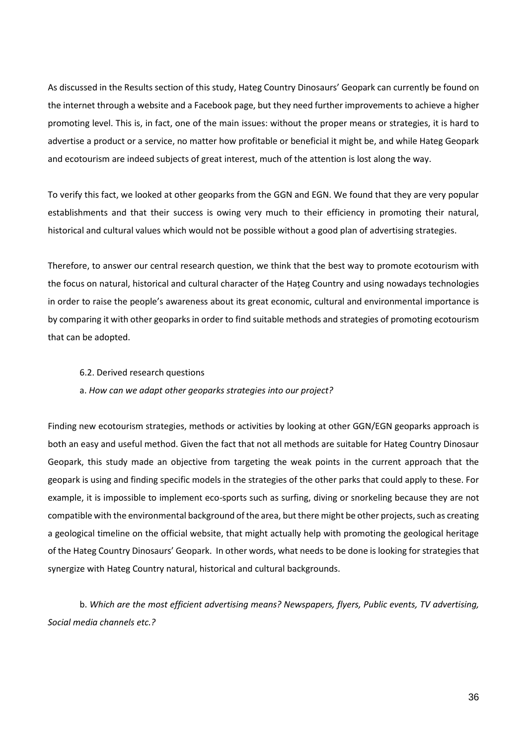As discussed in the Results section of this study, Hateg Country Dinosaurs' Geopark can currently be found on the internet through a website and a Facebook page, but they need further improvements to achieve a higher promoting level. This is, in fact, one of the main issues: without the proper means or strategies, it is hard to advertise a product or a service, no matter how profitable or beneficial it might be, and while Hateg Geopark and ecotourism are indeed subjects of great interest, much of the attention is lost along the way.

To verify this fact, we looked at other geoparks from the GGN and EGN. We found that they are very popular establishments and that their success is owing very much to their efficiency in promoting their natural, historical and cultural values which would not be possible without a good plan of advertising strategies.

Therefore, to answer our central research question, we think that the best way to promote ecotourism with the focus on natural, historical and cultural character of the Hațeg Country and using nowadays technologies in order to raise the people's awareness about its great economic, cultural and environmental importance is by comparing it with other geoparks in order to find suitable methods and strategies of promoting ecotourism that can be adopted.

### 6.2. Derived research questions

a. *How can we adapt other geoparks strategies into our project?*

Finding new ecotourism strategies, methods or activities by looking at other GGN/EGN geoparks approach is both an easy and useful method. Given the fact that not all methods are suitable for Hateg Country Dinosaur Geopark, this study made an objective from targeting the weak points in the current approach that the geopark is using and finding specific models in the strategies of the other parks that could apply to these. For example, it is impossible to implement eco-sports such as surfing, diving or snorkeling because they are not compatible with the environmental background of the area, but there might be other projects, such as creating a geological timeline on the official website, that might actually help with promoting the geological heritage of the Hateg Country Dinosaurs' Geopark. In other words, what needs to be done is looking for strategies that synergize with Hateg Country natural, historical and cultural backgrounds.

b. *Which are the most efficient advertising means? Newspapers, flyers, Public events, TV advertising, Social media channels etc.?*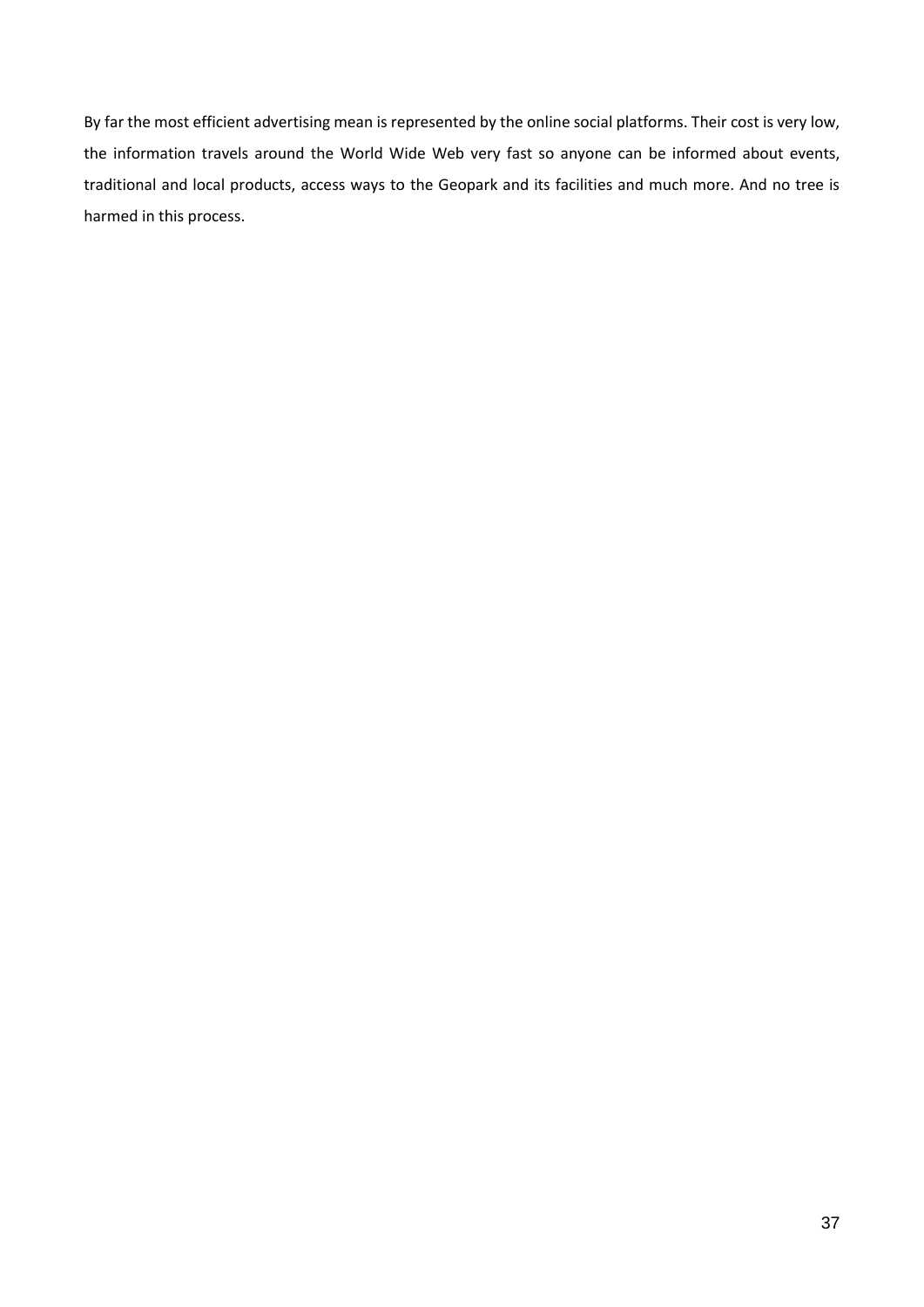By far the most efficient advertising mean is represented by the online social platforms. Their cost is very low, the information travels around the World Wide Web very fast so anyone can be informed about events, traditional and local products, access ways to the Geopark and its facilities and much more. And no tree is harmed in this process.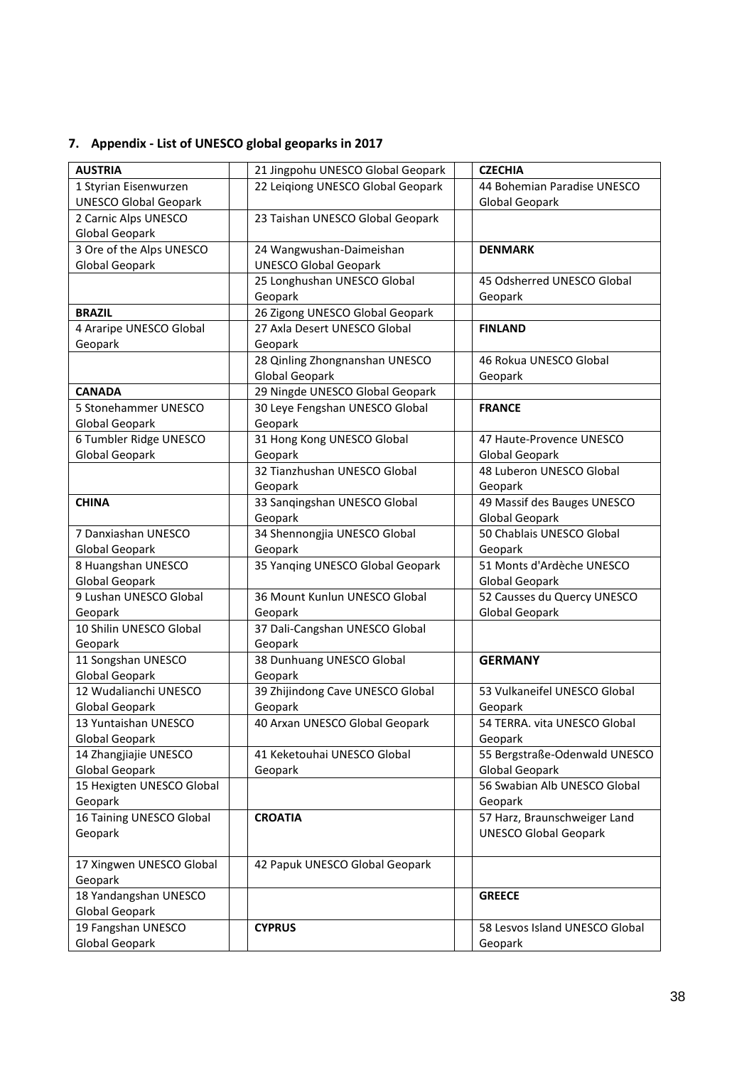## 7. Appendix - List of UNESCO global geoparks in 2017

| | | | | |
|---|---|---|---|---|
| **AUSTRIA** | | 21 Jingpohu UNESCO Global Geopark | | **CZECHIA** |
| 1 Styrian Eisenwurzen UNESCO Global Geopark | | 22 Leiqiong UNESCO Global Geopark | | 44 Bohemian Paradise UNESCO Global Geopark |
| 2 Carnic Alps UNESCO Global Geopark | | 23 Taishan UNESCO Global Geopark | | |
| 3 Ore of the Alps UNESCO Global Geopark | | 24 Wangwushan-Daimeishan UNESCO Global Geopark | | **DENMARK** |
| | | 25 Longhushan UNESCO Global Geopark | | 45 Odsherred UNESCO Global Geopark |
| **BRAZIL** | | 26 Zigong UNESCO Global Geopark | | |
| 4 Araripe UNESCO Global Geopark | | 27 Axla Desert UNESCO Global Geopark | | **FINLAND** |
| | | 28 Qinling Zhongnanshan UNESCO Global Geopark | | 46 Rokua UNESCO Global Geopark |
| **CANADA** | | 29 Ningde UNESCO Global Geopark | | |
| 5 Stonehammer UNESCO Global Geopark | | 30 Leye Fengshan UNESCO Global Geopark | | **FRANCE** |
| 6 Tumbler Ridge UNESCO Global Geopark | | 31 Hong Kong UNESCO Global Geopark | | 47 Haute-Provence UNESCO Global Geopark |
| | | 32 Tianzhushan UNESCO Global Geopark | | 48 Luberon UNESCO Global Geopark |
| **CHINA** | | 33 Sanqingshan UNESCO Global Geopark | | 49 Massif des Bauges UNESCO Global Geopark |
| 7 Danxiashan UNESCO Global Geopark | | 34 Shennongjia UNESCO Global Geopark | | 50 Chablais UNESCO Global Geopark |
| 8 Huangshan UNESCO Global Geopark | | 35 Yanqing UNESCO Global Geopark | | 51 Monts d'Ardèche UNESCO Global Geopark |
| 9 Lushan UNESCO Global Geopark | | 36 Mount Kunlun UNESCO Global Geopark | | 52 Causses du Quercy UNESCO Global Geopark |
| 10 Shilin UNESCO Global Geopark | | 37 Dali-Cangshan UNESCO Global Geopark | | |
| 11 Songshan UNESCO Global Geopark | | 38 Dunhuang UNESCO Global Geopark | | **GERMANY** |
| 12 Wudalianchi UNESCO Global Geopark | | 39 Zhijindong Cave UNESCO Global Geopark | | 53 Vulkaneifel UNESCO Global Geopark |
| 13 Yuntaishan UNESCO Global Geopark | | 40 Arxan UNESCO Global Geopark | | 54 TERRA. vita UNESCO Global Geopark |
| 14 Zhangjiajie UNESCO Global Geopark | | 41 Keketouhai UNESCO Global Geopark | | 55 Bergstraße-Odenwald UNESCO Global Geopark |
| 15 Hexigten UNESCO Global Geopark | | | | 56 Swabian Alb UNESCO Global Geopark |
| 16 Taining UNESCO Global Geopark | | **CROATIA** | | 57 Harz, Braunschweiger Land UNESCO Global Geopark |
| 17 Xingwen UNESCO Global Geopark | | 42 Papuk UNESCO Global Geopark | | |
| 18 Yandangshan UNESCO Global Geopark | | | | **GREECE** |
| 19 Fangshan UNESCO Global Geopark | | **CYPRUS** | | 58 Lesvos Island UNESCO Global Geopark |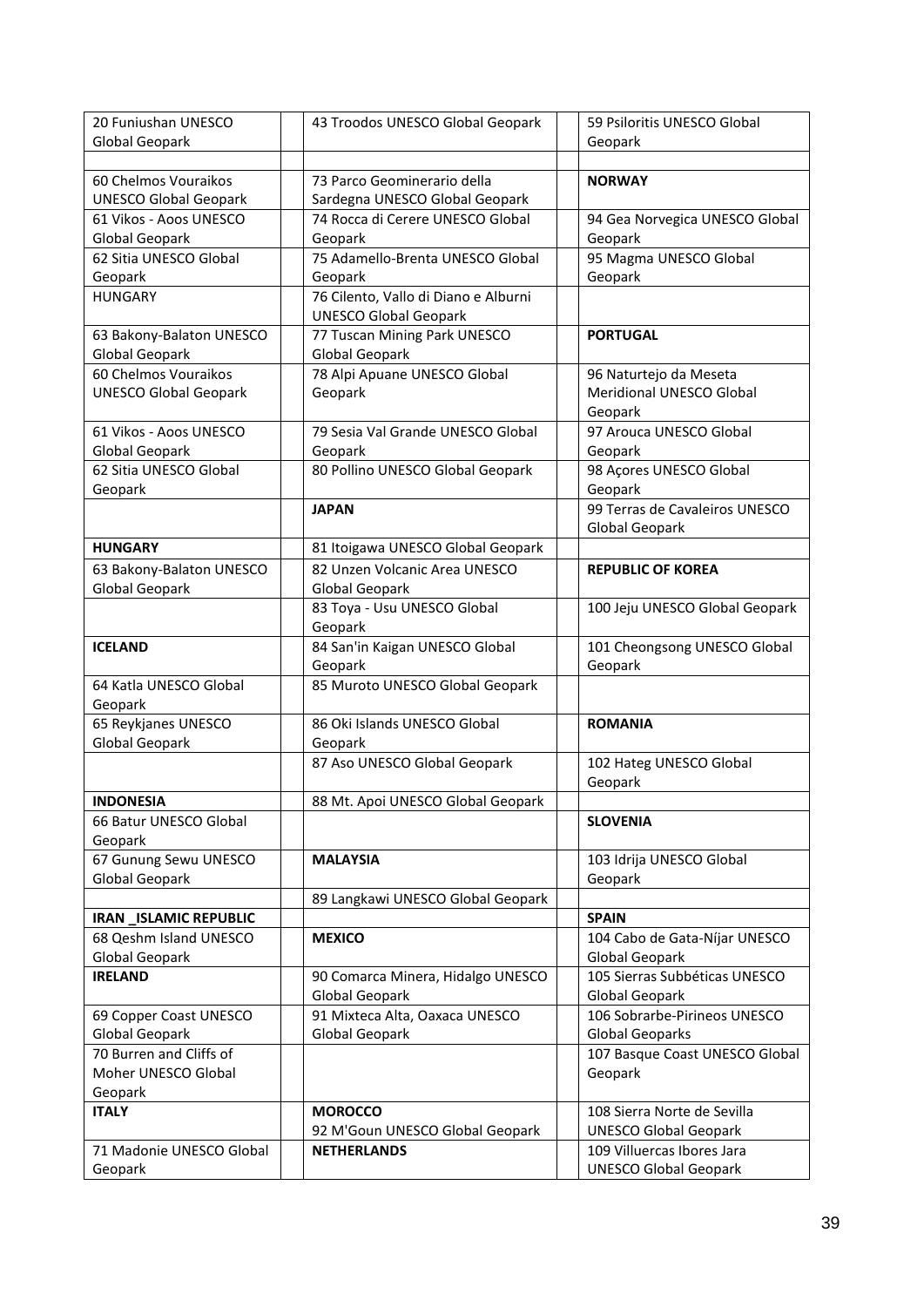| | | | | |
|---|---|---|---|---|
| 20 Funiushan UNESCO Global Geopark | | 43 Troodos UNESCO Global Geopark | | 59 Psiloritis UNESCO Global Geopark |
| | | | | |
| 60 Chelmos Vouraikos UNESCO Global Geopark | | 73 Parco Geominerario della Sardegna UNESCO Global Geopark | | **NORWAY** |
| 61 Vikos - Aoos UNESCO Global Geopark | | 74 Rocca di Cerere UNESCO Global Geopark | | 94 Gea Norvegica UNESCO Global Geopark |
| 62 Sitia UNESCO Global Geopark | | 75 Adamello-Brenta UNESCO Global Geopark | | 95 Magma UNESCO Global Geopark |
| HUNGARY | | 76 Cilento, Vallo di Diano e Alburni UNESCO Global Geopark | | |
| 63 Bakony-Balaton UNESCO Global Geopark | | 77 Tuscan Mining Park UNESCO Global Geopark | | **PORTUGAL** |
| 60 Chelmos Vouraikos UNESCO Global Geopark | | 78 Alpi Apuane UNESCO Global Geopark | | 96 Naturtejo da Meseta Meridional UNESCO Global Geopark |
| 61 Vikos - Aoos UNESCO Global Geopark | | 79 Sesia Val Grande UNESCO Global Geopark | | 97 Arouca UNESCO Global Geopark |
| 62 Sitia UNESCO Global Geopark | | 80 Pollino UNESCO Global Geopark | | 98 Açores UNESCO Global Geopark |
| | | **JAPAN** | | 99 Terras de Cavaleiros UNESCO Global Geopark |
| **HUNGARY** | | 81 Itoigawa UNESCO Global Geopark | | |
| 63 Bakony-Balaton UNESCO Global Geopark | | 82 Unzen Volcanic Area UNESCO Global Geopark | | **REPUBLIC OF KOREA** |
| | | 83 Toya - Usu UNESCO Global Geopark | | 100 Jeju UNESCO Global Geopark |
| **ICELAND** | | 84 San'in Kaigan UNESCO Global Geopark | | 101 Cheongsong UNESCO Global Geopark |
| 64 Katla UNESCO Global Geopark | | 85 Muroto UNESCO Global Geopark | | |
| 65 Reykjanes UNESCO Global Geopark | | 86 Oki Islands UNESCO Global Geopark | | **ROMANIA** |
| | | 87 Aso UNESCO Global Geopark | | 102 Hateg UNESCO Global Geopark |
| **INDONESIA** | | 88 Mt. Apoi UNESCO Global Geopark | | |
| 66 Batur UNESCO Global Geopark | | | | **SLOVENIA** |
| 67 Gunung Sewu UNESCO Global Geopark | | **MALAYSIA** | | 103 Idrija UNESCO Global Geopark |
| | | 89 Langkawi UNESCO Global Geopark | | |
| **IRAN _ISLAMIC REPUBLIC** | | | | **SPAIN** |
| 68 Qeshm Island UNESCO Global Geopark | | **MEXICO** | | 104 Cabo de Gata-Níjar UNESCO Global Geopark |
| **IRELAND** | | 90 Comarca Minera, Hidalgo UNESCO Global Geopark | | 105 Sierras Subbéticas UNESCO Global Geopark |
| 69 Copper Coast UNESCO Global Geopark | | 91 Mixteca Alta, Oaxaca UNESCO Global Geopark | | 106 Sobrarbe-Pirineos UNESCO Global Geoparks |
| 70 Burren and Cliffs of Moher UNESCO Global Geopark | | | | 107 Basque Coast UNESCO Global Geopark |
| **ITALY** | | **MOROCCO** 92 M'Goun UNESCO Global Geopark | | 108 Sierra Norte de Sevilla UNESCO Global Geopark |
| 71 Madonie UNESCO Global Geopark | | **NETHERLANDS** | | 109 Villuercas Ibores Jara UNESCO Global Geopark |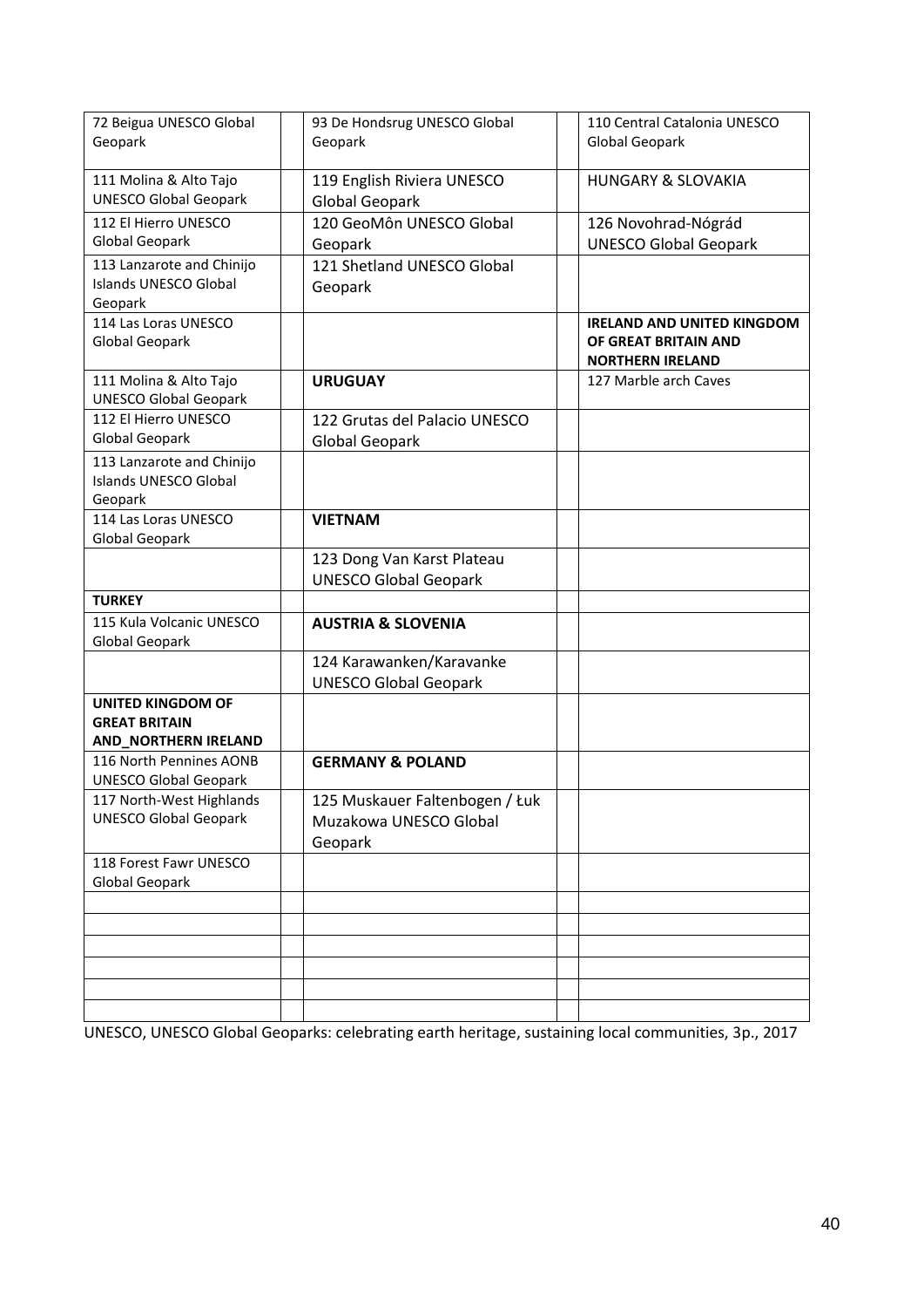| | | | | |
|---|---|---|---|---|
| 72 Beigua UNESCO Global Geopark | | 93 De Hondsrug UNESCO Global Geopark | | 110 Central Catalonia UNESCO Global Geopark |
| 111 Molina & Alto Tajo UNESCO Global Geopark | | 119 English Riviera UNESCO Global Geopark | | HUNGARY & SLOVAKIA |
| 112 El Hierro UNESCO Global Geopark | | 120 GeoMôn UNESCO Global Geopark | | 126 Novohrad-Nógrád UNESCO Global Geopark |
| 113 Lanzarote and Chinijo Islands UNESCO Global Geopark | | 121 Shetland UNESCO Global Geopark | | |
| 114 Las Loras UNESCO Global Geopark | | | | **IRELAND AND UNITED KINGDOM OF GREAT BRITAIN AND NORTHERN IRELAND** |
| 111 Molina & Alto Tajo UNESCO Global Geopark | | **URUGUAY** | | 127 Marble arch Caves |
| 112 El Hierro UNESCO Global Geopark | | 122 Grutas del Palacio UNESCO Global Geopark | | |
| 113 Lanzarote and Chinijo Islands UNESCO Global Geopark | | | | |
| 114 Las Loras UNESCO Global Geopark | | **VIETNAM** | | |
| | | 123 Dong Van Karst Plateau UNESCO Global Geopark | | |
| **TURKEY** | | | | |
| 115 Kula Volcanic UNESCO Global Geopark | | **AUSTRIA & SLOVENIA** | | |
| | | 124 Karawanken/Karavanke UNESCO Global Geopark | | |
| **UNITED KINGDOM OF GREAT BRITAIN AND_NORTHERN IRELAND** | | | | |
| 116 North Pennines AONB UNESCO Global Geopark | | **GERMANY & POLAND** | | |
| 117 North-West Highlands UNESCO Global Geopark | | 125 Muskauer Faltenbogen / Łuk Muzakowa UNESCO Global Geopark | | |
| 118 Forest Fawr UNESCO Global Geopark | | | | |
| | | | | |
| | | | | |
| | | | | |
| | | | | |
| | | | | |
| | | | | |

UNESCO, UNESCO Global Geoparks: celebrating earth heritage, sustaining local communities, 3p., 2017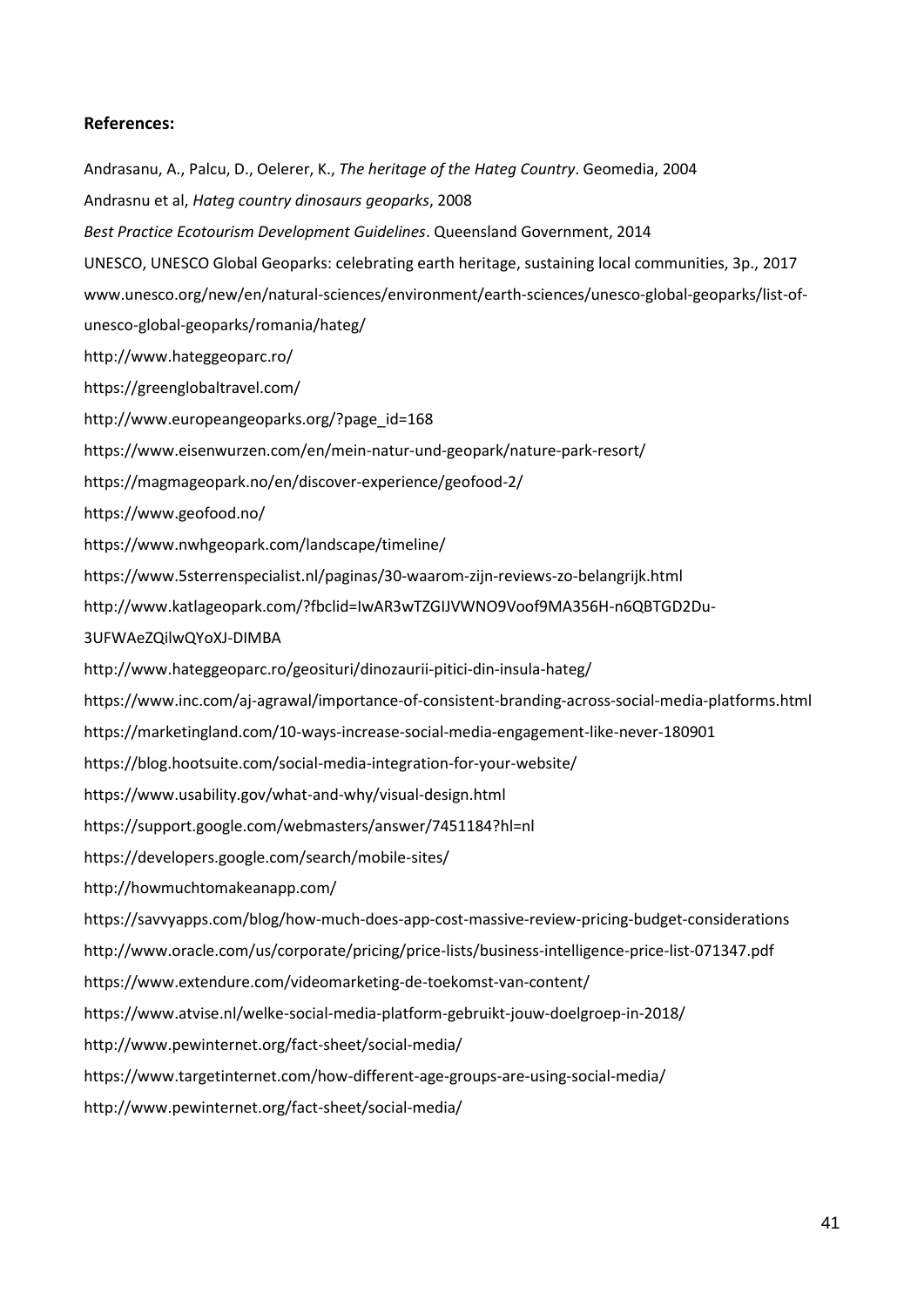**References:**

Andrasanu, A., Palcu, D., Oelerer, K., *The heritage of the Hateg Country*. Geomedia, 2004

Andrasnu et al, *Hateg country dinosaurs geoparks*, 2008

*Best Practice Ecotourism Development Guidelines*. Queensland Government, 2014

UNESCO, UNESCO Global Geoparks: celebrating earth heritage, sustaining local communities, 3p., 2017

www.unesco.org/new/en/natural-sciences/environment/earth-sciences/unesco-global-geoparks/list-of-unesco-global-geoparks/romania/hateg/

http://www.hateggeoparc.ro/

https://greenglobaltravel.com/

http://www.europeangeoparks.org/?page_id=168

https://www.eisenwurzen.com/en/mein-natur-und-geopark/nature-park-resort/

https://magmageopark.no/en/discover-experience/geofood-2/

https://www.geofood.no/

https://www.nwhgeopark.com/landscape/timeline/

https://www.5sterrenspecialist.nl/paginas/30-waarom-zijn-reviews-zo-belangrijk.html

http://www.katlageopark.com/?fbclid=IwAR3wTZGIJVWNO9Voof9MA356H-n6QBTGD2Du-3UFWAeZQilwQYoXJ-DIMBA

http://www.hateggeoparc.ro/geosituri/dinozaurii-pitici-din-insula-hateg/

https://www.inc.com/aj-agrawal/importance-of-consistent-branding-across-social-media-platforms.html

https://marketingland.com/10-ways-increase-social-media-engagement-like-never-180901

https://blog.hootsuite.com/social-media-integration-for-your-website/

https://www.usability.gov/what-and-why/visual-design.html

https://support.google.com/webmasters/answer/7451184?hl=nl

https://developers.google.com/search/mobile-sites/

http://howmuchtomakeanapp.com/

https://savvyapps.com/blog/how-much-does-app-cost-massive-review-pricing-budget-considerations

http://www.oracle.com/us/corporate/pricing/price-lists/business-intelligence-price-list-071347.pdf

https://www.extendure.com/videomarketing-de-toekomst-van-content/

https://www.atvise.nl/welke-social-media-platform-gebruikt-jouw-doelgroep-in-2018/

http://www.pewinternet.org/fact-sheet/social-media/

https://www.targetinternet.com/how-different-age-groups-are-using-social-media/

http://www.pewinternet.org/fact-sheet/social-media/